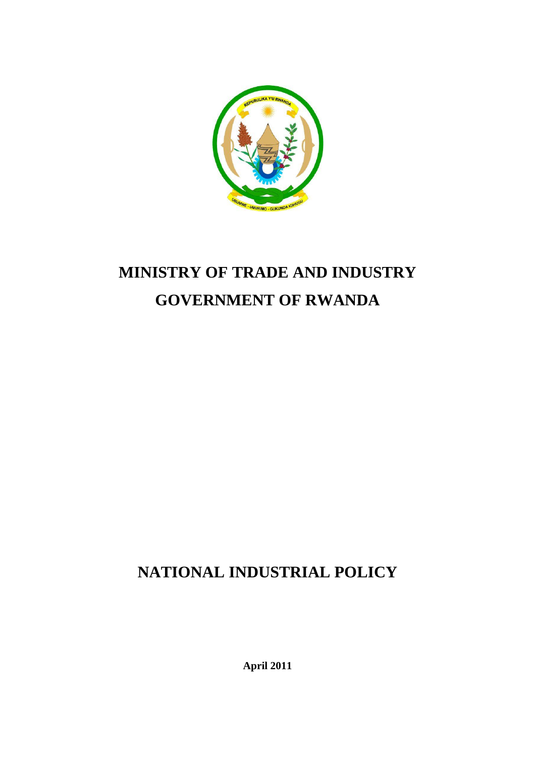# MINISTRY OF TRADE AND INDUSTRY

# GOVERNMENT OF RWANDA

# NATIONAL INDUSTRIAL POLICY

**April 2011**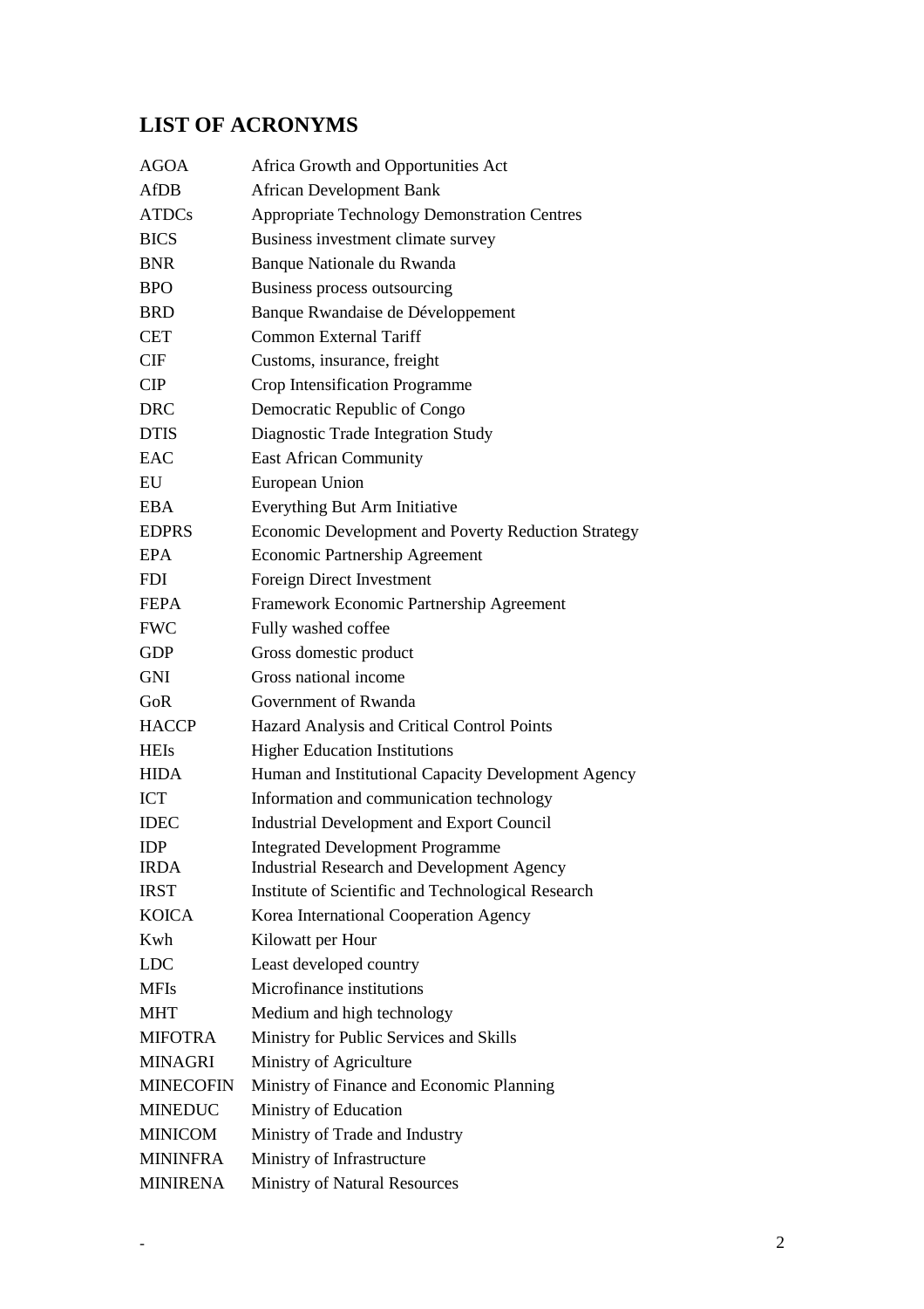## LIST OF ACRONYMS

| | |
|---|---|
| AGOA | Africa Growth and Opportunities Act |
| AfDB | African Development Bank |
| ATDCs | Appropriate Technology Demonstration Centres |
| BICS | Business investment climate survey |
| BNR | Banque Nationale du Rwanda |
| BPO | Business process outsourcing |
| BRD | Banque Rwandaise de Développement |
| CET | Common External Tariff |
| CIF | Customs, insurance, freight |
| CIP | Crop Intensification Programme |
| DRC | Democratic Republic of Congo |
| DTIS | Diagnostic Trade Integration Study |
| EAC | East African Community |
| EU | European Union |
| EBA | Everything But Arm Initiative |
| EDPRS | Economic Development and Poverty Reduction Strategy |
| EPA | Economic Partnership Agreement |
| FDI | Foreign Direct Investment |
| FEPA | Framework Economic Partnership Agreement |
| FWC | Fully washed coffee |
| GDP | Gross domestic product |
| GNI | Gross national income |
| GoR | Government of Rwanda |
| HACCP | Hazard Analysis and Critical Control Points |
| HEIs | Higher Education Institutions |
| HIDA | Human and Institutional Capacity Development Agency |
| ICT | Information and communication technology |
| IDEC | Industrial Development and Export Council |
| IDP | Integrated Development Programme |
| IRDA | Industrial Research and Development Agency |
| IRST | Institute of Scientific and Technological Research |
| KOICA | Korea International Cooperation Agency |
| Kwh | Kilowatt per Hour |
| LDC | Least developed country |
| MFIs | Microfinance institutions |
| MHT | Medium and high technology |
| MIFOTRA | Ministry for Public Services and Skills |
| MINAGRI | Ministry of Agriculture |
| MINECOFIN | Ministry of Finance and Economic Planning |
| MINEDUC | Ministry of Education |
| MINICOM | Ministry of Trade and Industry |
| MININFRA | Ministry of Infrastructure |
| MINIRENA | Ministry of Natural Resources |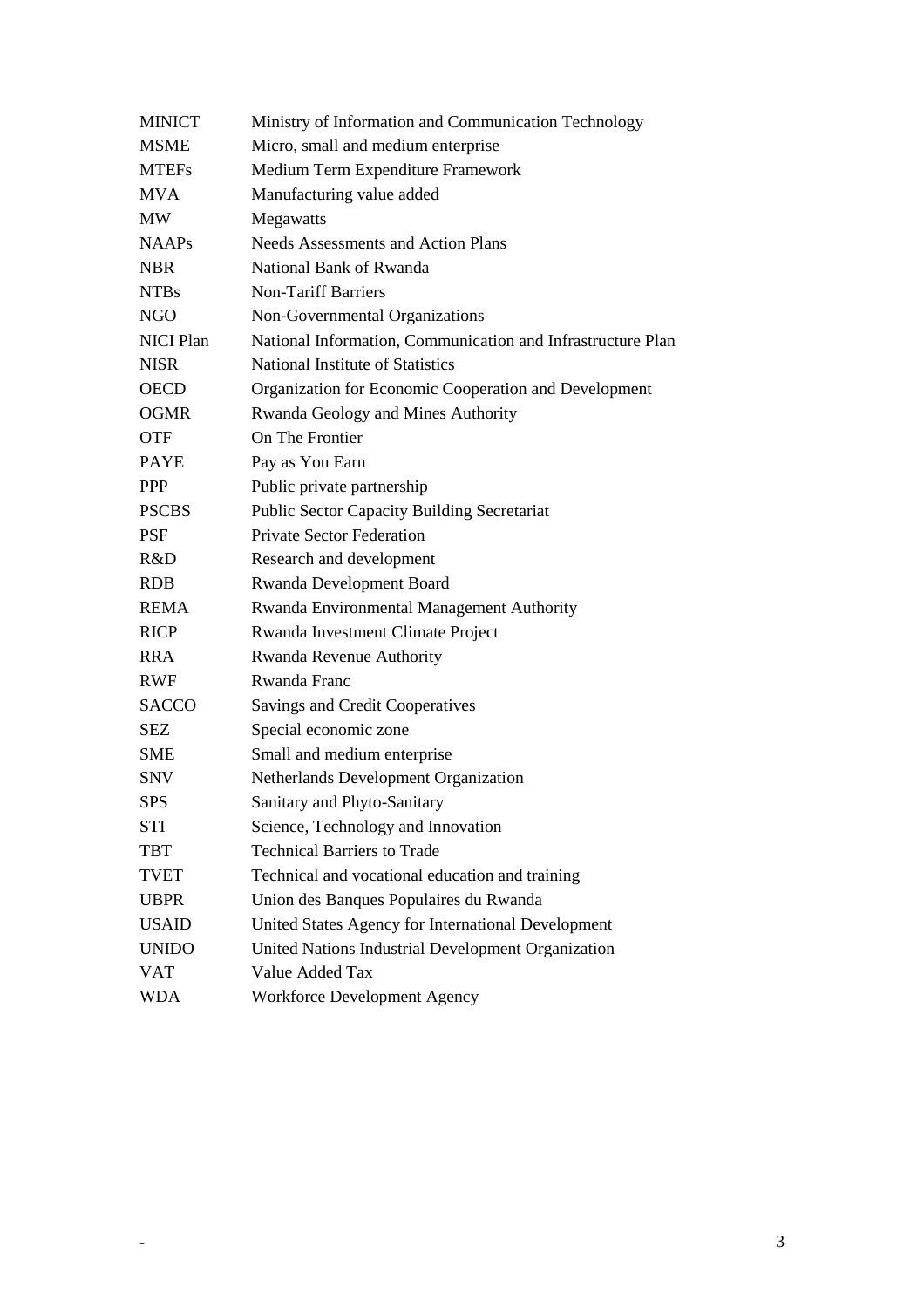| | |
|---|---|
| MINICT | Ministry of Information and Communication Technology |
| MSME | Micro, small and medium enterprise |
| MTEFs | Medium Term Expenditure Framework |
| MVA | Manufacturing value added |
| MW | Megawatts |
| NAAPs | Needs Assessments and Action Plans |
| NBR | National Bank of Rwanda |
| NTBs | Non-Tariff Barriers |
| NGO | Non-Governmental Organizations |
| NICI Plan | National Information, Communication and Infrastructure Plan |
| NISR | National Institute of Statistics |
| OECD | Organization for Economic Cooperation and Development |
| OGMR | Rwanda Geology and Mines Authority |
| OTF | On The Frontier |
| PAYE | Pay as You Earn |
| PPP | Public private partnership |
| PSCBS | Public Sector Capacity Building Secretariat |
| PSF | Private Sector Federation |
| R&D | Research and development |
| RDB | Rwanda Development Board |
| REMA | Rwanda Environmental Management Authority |
| RICP | Rwanda Investment Climate Project |
| RRA | Rwanda Revenue Authority |
| RWF | Rwanda Franc |
| SACCO | Savings and Credit Cooperatives |
| SEZ | Special economic zone |
| SME | Small and medium enterprise |
| SNV | Netherlands Development Organization |
| SPS | Sanitary and Phyto-Sanitary |
| STI | Science, Technology and Innovation |
| TBT | Technical Barriers to Trade |
| TVET | Technical and vocational education and training |
| UBPR | Union des Banques Populaires du Rwanda |
| USAID | United States Agency for International Development |
| UNIDO | United Nations Industrial Development Organization |
| VAT | Value Added Tax |
| WDA | Workforce Development Agency |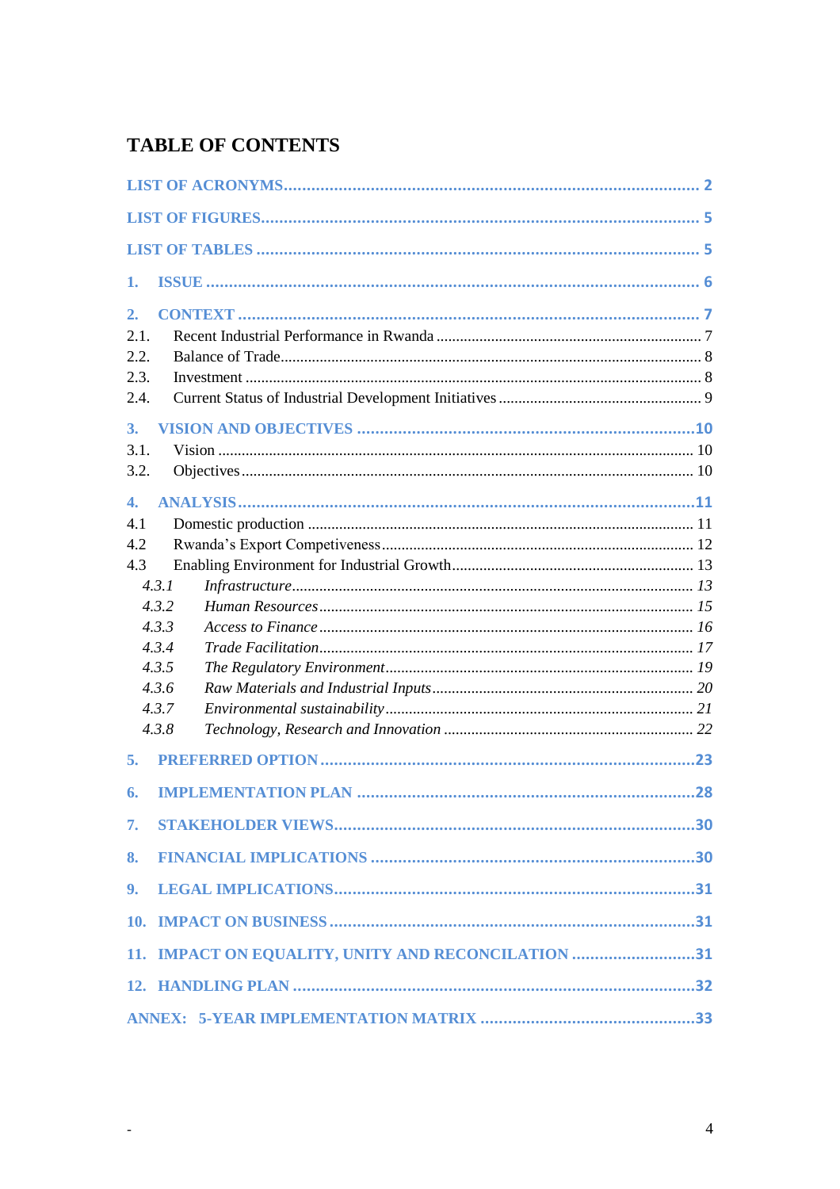# TABLE OF CONTENTS

LIST OF ACRONYMS ........................................................................................... 2

LIST OF FIGURES ................................................................................................ 5

LIST OF TABLES .................................................................................................. 5

1. ISSUE ................................................................................................................ 6

2. CONTEXT ......................................................................................................... 7

2.1. Recent Industrial Performance in Rwanda ................................................... 7

2.2. Balance of Trade .............................................................................................. 8

2.3. Investment ........................................................................................................ 8

2.4. Current Status of Industrial Development Initiatives .................................... 9

3. VISION AND OBJECTIVES .......................................................................... 10

3.1. Vision ............................................................................................................... 10

3.2. Objectives ........................................................................................................ 10

4. ANALYSIS ........................................................................................................ 11

4.1 Domestic production ...................................................................................... 11

4.2 Rwanda's Export Competiveness ................................................................... 12

4.3 Enabling Environment for Industrial Growth ............................................... 13

*4.3.1 Infrastructure* ........................................................................................ *13*

*4.3.2 Human Resources* ................................................................................. *15*

*4.3.3 Access to Finance* .................................................................................. *16*

*4.3.4 Trade Facilitation* .................................................................................. *17*

*4.3.5 The Regulatory Environment* ............................................................... *19*

*4.3.6 Raw Materials and Industrial Inputs* ................................................... *20*

*4.3.7 Environmental sustainability* ............................................................... *21*

*4.3.8 Technology, Research and Innovation* ................................................. *22*

5. PREFERRED OPTION ..................................................................................... 23

6. IMPLEMENTATION PLAN ............................................................................ 28

7. STAKEHOLDER VIEWS .................................................................................. 30

8. FINANCIAL IMPLICATIONS ......................................................................... 30

9. LEGAL IMPLICATIONS .................................................................................. 31

10. IMPACT ON BUSINESS ................................................................................. 31

11. IMPACT ON EQUALITY, UNITY AND RECONCILATION ...................... 31

12. HANDLING PLAN .......................................................................................... 32

ANNEX: 5-YEAR IMPLEMENTATION MATRIX .............................................. 33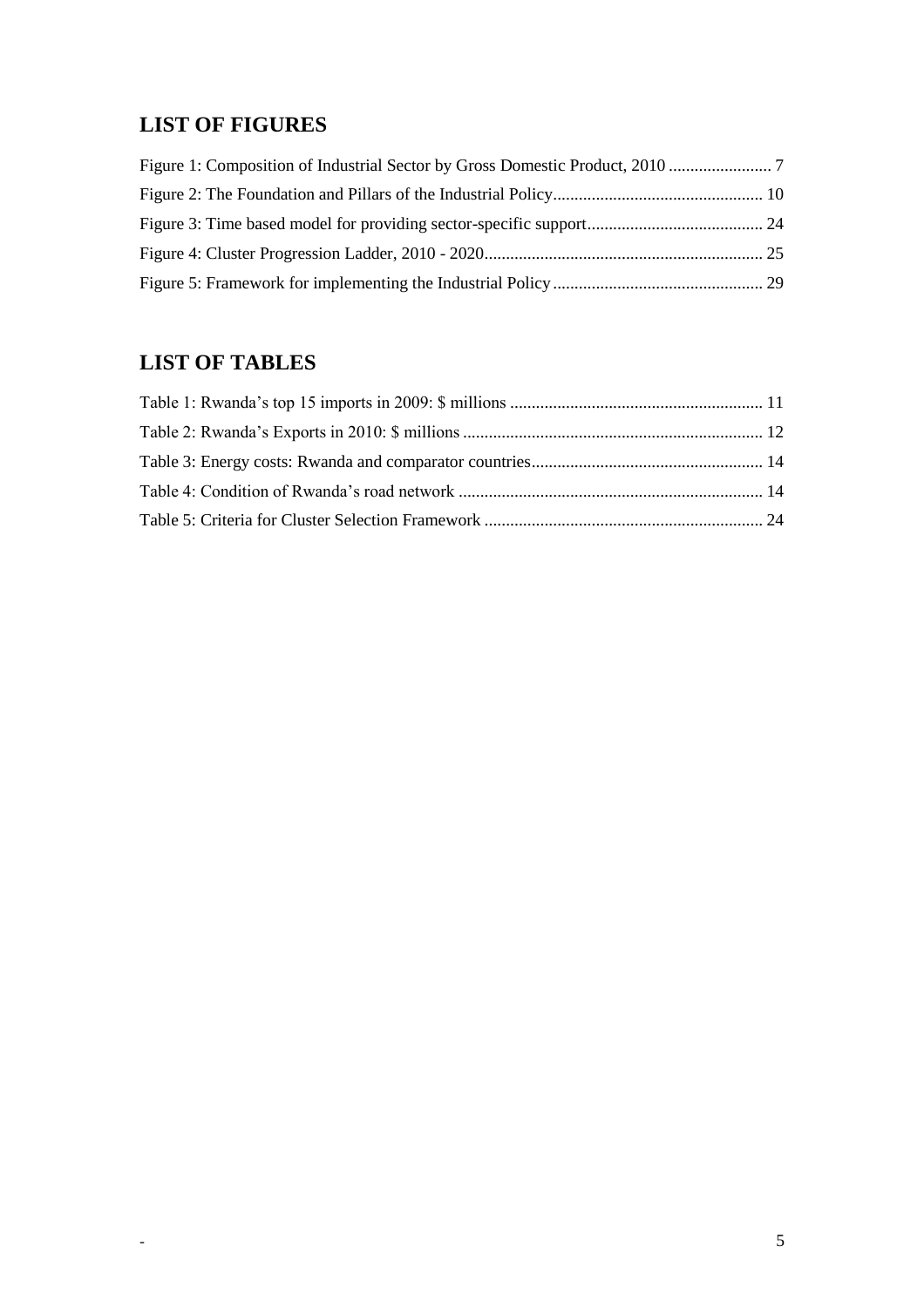## LIST OF FIGURES

Figure 1: Composition of Industrial Sector by Gross Domestic Product, 2010 ........................ 7
Figure 2: The Foundation and Pillars of the Industrial Policy................................................ 10
Figure 3: Time based model for providing sector-specific support......................................... 24
Figure 4: Cluster Progression Ladder, 2010 - 2020................................................................ 25
Figure 5: Framework for implementing the Industrial Policy................................................. 29

## LIST OF TABLES

Table 1: Rwanda's top 15 imports in 2009: $ millions .......................................................... 11
Table 2: Rwanda's Exports in 2010: $ millions ..................................................................... 12
Table 3: Energy costs: Rwanda and comparator countries..................................................... 14
Table 4: Condition of Rwanda's road network ...................................................................... 14
Table 5: Criteria for Cluster Selection Framework ................................................................ 24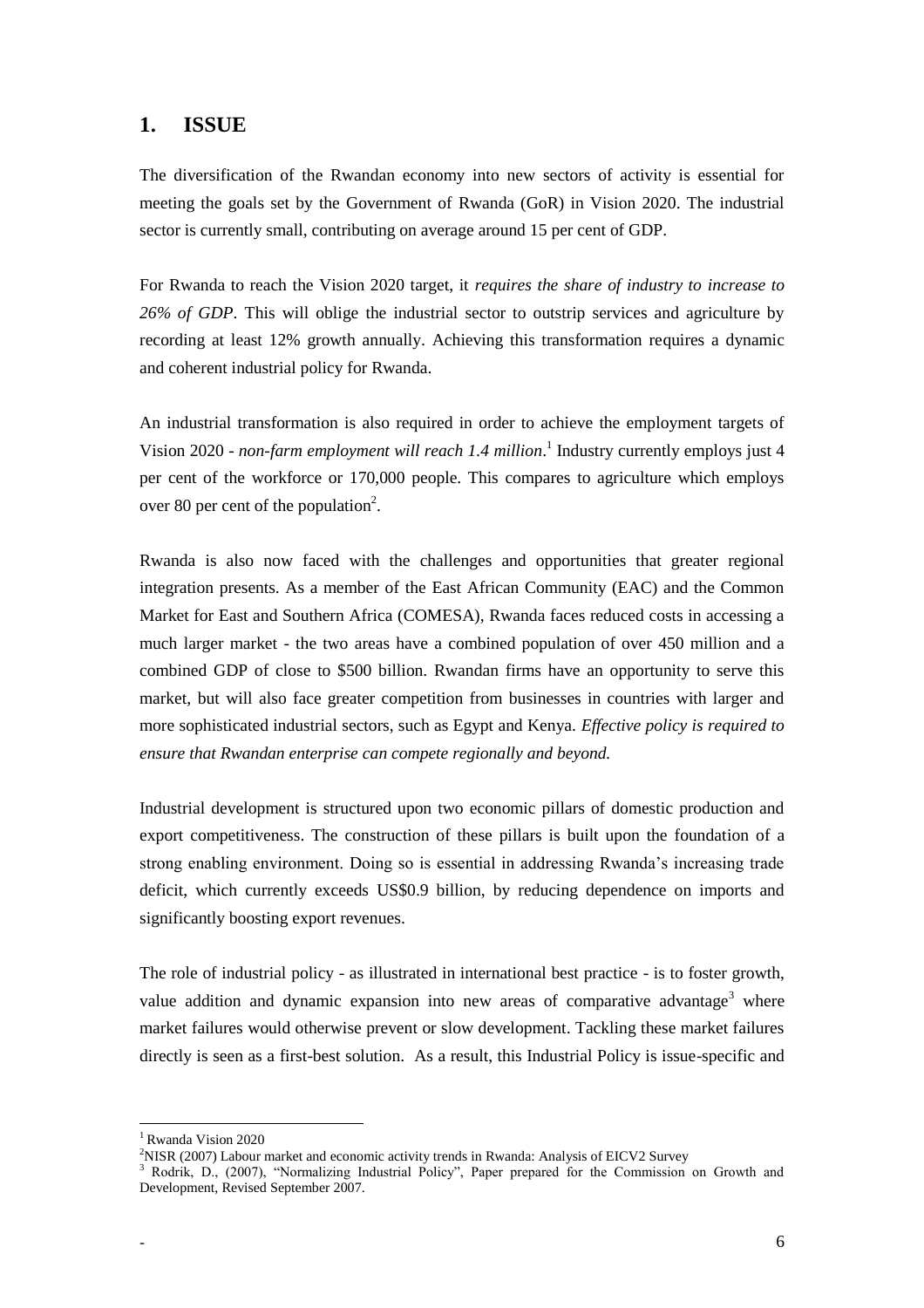## 1. ISSUE

The diversification of the Rwandan economy into new sectors of activity is essential for meeting the goals set by the Government of Rwanda (GoR) in Vision 2020. The industrial sector is currently small, contributing on average around 15 per cent of GDP.

For Rwanda to reach the Vision 2020 target, it *requires the share of industry to increase to 26% of GDP*. This will oblige the industrial sector to outstrip services and agriculture by recording at least 12% growth annually. Achieving this transformation requires a dynamic and coherent industrial policy for Rwanda.

An industrial transformation is also required in order to achieve the employment targets of Vision 2020 - *non-farm employment will reach 1.4 million*.[1] Industry currently employs just 4 per cent of the workforce or 170,000 people. This compares to agriculture which employs over 80 per cent of the population[2].

Rwanda is also now faced with the challenges and opportunities that greater regional integration presents. As a member of the East African Community (EAC) and the Common Market for East and Southern Africa (COMESA), Rwanda faces reduced costs in accessing a much larger market - the two areas have a combined population of over 450 million and a combined GDP of close to $500 billion. Rwandan firms have an opportunity to serve this market, but will also face greater competition from businesses in countries with larger and more sophisticated industrial sectors, such as Egypt and Kenya. *Effective policy is required to ensure that Rwandan enterprise can compete regionally and beyond.*

Industrial development is structured upon two economic pillars of domestic production and export competitiveness. The construction of these pillars is built upon the foundation of a strong enabling environment. Doing so is essential in addressing Rwanda's increasing trade deficit, which currently exceeds US$0.9 billion, by reducing dependence on imports and significantly boosting export revenues.

The role of industrial policy - as illustrated in international best practice - is to foster growth, value addition and dynamic expansion into new areas of comparative advantage[3] where market failures would otherwise prevent or slow development. Tackling these market failures directly is seen as a first-best solution. As a result, this Industrial Policy is issue-specific and

---

[1] Rwanda Vision 2020

[2] NISR (2007) Labour market and economic activity trends in Rwanda: Analysis of EICV2 Survey

[3] Rodrik, D., (2007), "Normalizing Industrial Policy", Paper prepared for the Commission on Growth and Development, Revised September 2007.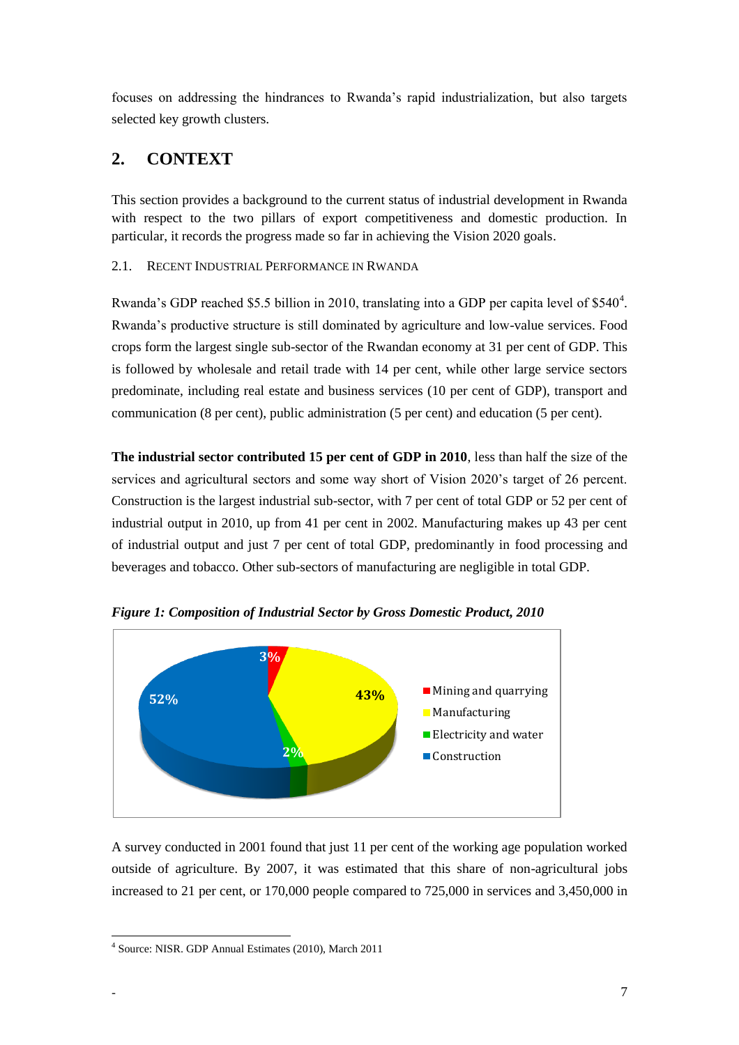focuses on addressing the hindrances to Rwanda's rapid industrialization, but also targets selected key growth clusters.

## 2. CONTEXT

This section provides a background to the current status of industrial development in Rwanda with respect to the two pillars of export competitiveness and domestic production. In particular, it records the progress made so far in achieving the Vision 2020 goals.

### 2.1. Recent Industrial Performance in Rwanda

Rwanda's GDP reached $5.5 billion in 2010, translating into a GDP per capita level of $540[4]. Rwanda's productive structure is still dominated by agriculture and low-value services. Food crops form the largest single sub-sector of the Rwandan economy at 31 per cent of GDP. This is followed by wholesale and retail trade with 14 per cent, while other large service sectors predominate, including real estate and business services (10 per cent of GDP), transport and communication (8 per cent), public administration (5 per cent) and education (5 per cent).

**The industrial sector contributed 15 per cent of GDP in 2010**, less than half the size of the services and agricultural sectors and some way short of Vision 2020's target of 26 percent. Construction is the largest industrial sub-sector, with 7 per cent of total GDP or 52 per cent of industrial output in 2010, up from 41 per cent in 2002. Manufacturing makes up 43 per cent of industrial output and just 7 per cent of total GDP, predominantly in food processing and beverages and tobacco. Other sub-sectors of manufacturing are negligible in total GDP.

***Figure 1: Composition of Industrial Sector by Gross Domestic Product, 2010***

| Sector | Share |
|---|---|
| Mining and quarrying | 3% |
| Manufacturing | 43% |
| Electricity and water | 2% |
| Construction | 52% |

A survey conducted in 2001 found that just 11 per cent of the working age population worked outside of agriculture. By 2007, it was estimated that this share of non-agricultural jobs increased to 21 per cent, or 170,000 people compared to 725,000 in services and 3,450,000 in

---

[4] Source: NISR. GDP Annual Estimates (2010), March 2011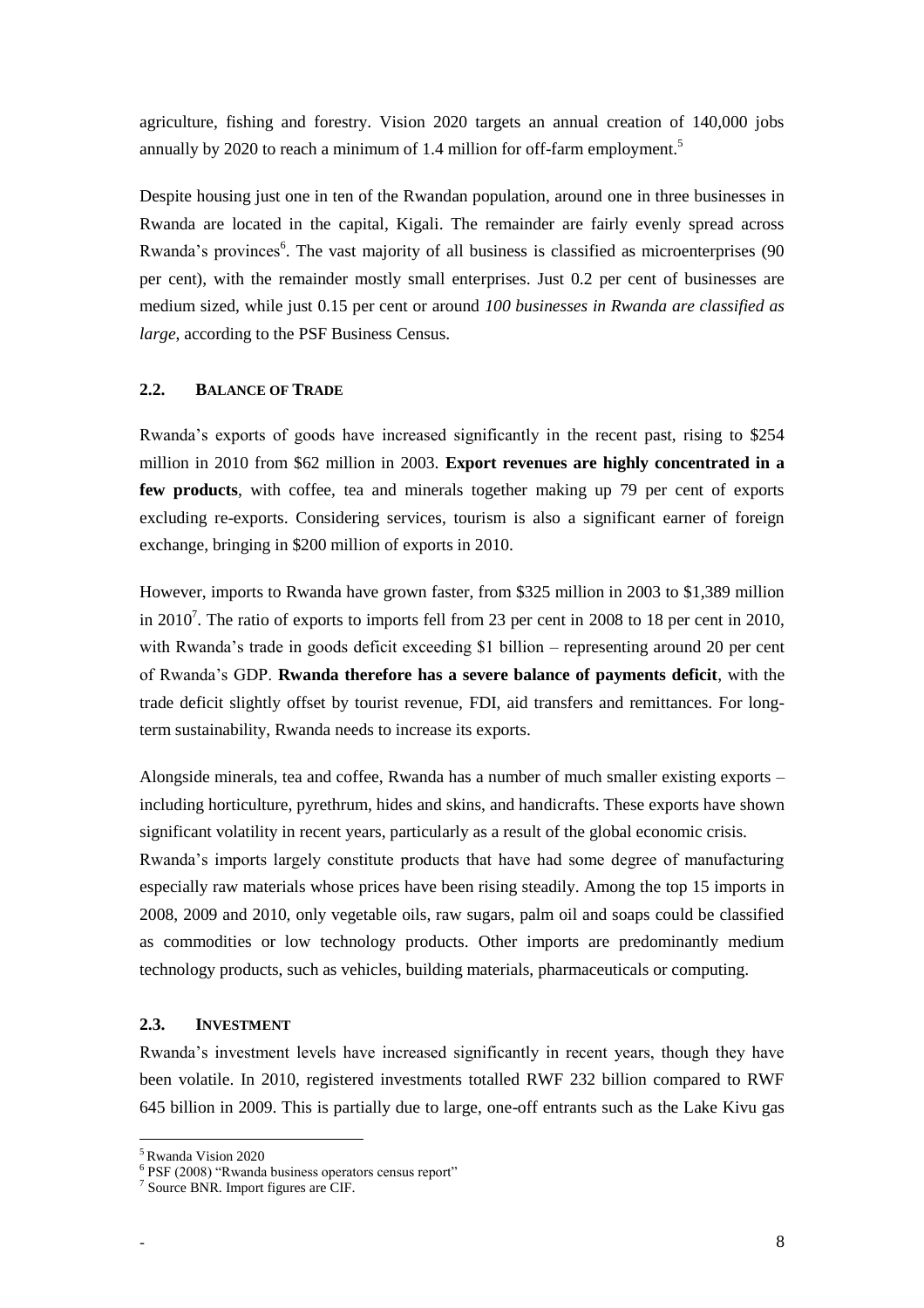agriculture, fishing and forestry. Vision 2020 targets an annual creation of 140,000 jobs annually by 2020 to reach a minimum of 1.4 million for off-farm employment.[5]

Despite housing just one in ten of the Rwandan population, around one in three businesses in Rwanda are located in the capital, Kigali. The remainder are fairly evenly spread across Rwanda's provinces[6]. The vast majority of all business is classified as microenterprises (90 per cent), with the remainder mostly small enterprises. Just 0.2 per cent of businesses are medium sized, while just 0.15 per cent or around *100 businesses in Rwanda are classified as large*, according to the PSF Business Census.

### 2.2. Balance of Trade

Rwanda's exports of goods have increased significantly in the recent past, rising to $254 million in 2010 from $62 million in 2003. **Export revenues are highly concentrated in a few products**, with coffee, tea and minerals together making up 79 per cent of exports excluding re-exports. Considering services, tourism is also a significant earner of foreign exchange, bringing in $200 million of exports in 2010.

However, imports to Rwanda have grown faster, from $325 million in 2003 to $1,389 million in 2010[7]. The ratio of exports to imports fell from 23 per cent in 2008 to 18 per cent in 2010, with Rwanda's trade in goods deficit exceeding $1 billion – representing around 20 per cent of Rwanda's GDP. **Rwanda therefore has a severe balance of payments deficit**, with the trade deficit slightly offset by tourist revenue, FDI, aid transfers and remittances. For long-term sustainability, Rwanda needs to increase its exports.

Alongside minerals, tea and coffee, Rwanda has a number of much smaller existing exports – including horticulture, pyrethrum, hides and skins, and handicrafts. These exports have shown significant volatility in recent years, particularly as a result of the global economic crisis.

Rwanda's imports largely constitute products that have had some degree of manufacturing especially raw materials whose prices have been rising steadily. Among the top 15 imports in 2008, 2009 and 2010, only vegetable oils, raw sugars, palm oil and soaps could be classified as commodities or low technology products. Other imports are predominantly medium technology products, such as vehicles, building materials, pharmaceuticals or computing.

### 2.3. Investment

Rwanda's investment levels have increased significantly in recent years, though they have been volatile. In 2010, registered investments totalled RWF 232 billion compared to RWF 645 billion in 2009. This is partially due to large, one-off entrants such as the Lake Kivu gas

---

[5] Rwanda Vision 2020

[6] PSF (2008) "Rwanda business operators census report"

[7] Source BNR. Import figures are CIF.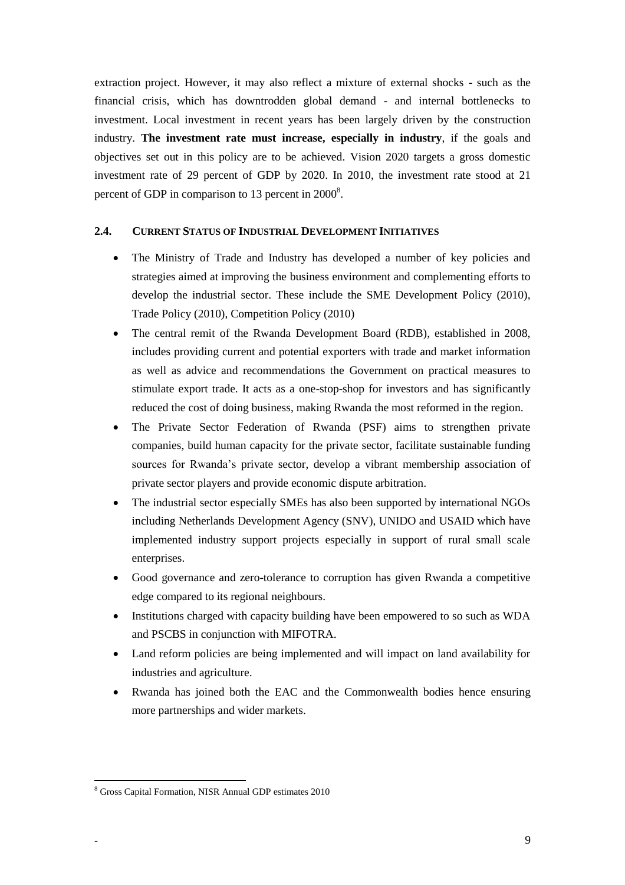extraction project. However, it may also reflect a mixture of external shocks - such as the financial crisis, which has downtrodden global demand - and internal bottlenecks to investment. Local investment in recent years has been largely driven by the construction industry. **The investment rate must increase, especially in industry**, if the goals and objectives set out in this policy are to be achieved. Vision 2020 targets a gross domestic investment rate of 29 percent of GDP by 2020. In 2010, the investment rate stood at 21 percent of GDP in comparison to 13 percent in 2000[8].

## 2.4. CURRENT STATUS OF INDUSTRIAL DEVELOPMENT INITIATIVES

- The Ministry of Trade and Industry has developed a number of key policies and strategies aimed at improving the business environment and complementing efforts to develop the industrial sector. These include the SME Development Policy (2010), Trade Policy (2010), Competition Policy (2010)
- The central remit of the Rwanda Development Board (RDB), established in 2008, includes providing current and potential exporters with trade and market information as well as advice and recommendations the Government on practical measures to stimulate export trade. It acts as a one-stop-shop for investors and has significantly reduced the cost of doing business, making Rwanda the most reformed in the region.
- The Private Sector Federation of Rwanda (PSF) aims to strengthen private companies, build human capacity for the private sector, facilitate sustainable funding sources for Rwanda's private sector, develop a vibrant membership association of private sector players and provide economic dispute arbitration.
- The industrial sector especially SMEs has also been supported by international NGOs including Netherlands Development Agency (SNV), UNIDO and USAID which have implemented industry support projects especially in support of rural small scale enterprises.
- Good governance and zero-tolerance to corruption has given Rwanda a competitive edge compared to its regional neighbours.
- Institutions charged with capacity building have been empowered to so such as WDA and PSCBS in conjunction with MIFOTRA.
- Land reform policies are being implemented and will impact on land availability for industries and agriculture.
- Rwanda has joined both the EAC and the Commonwealth bodies hence ensuring more partnerships and wider markets.

[8] Gross Capital Formation, NISR Annual GDP estimates 2010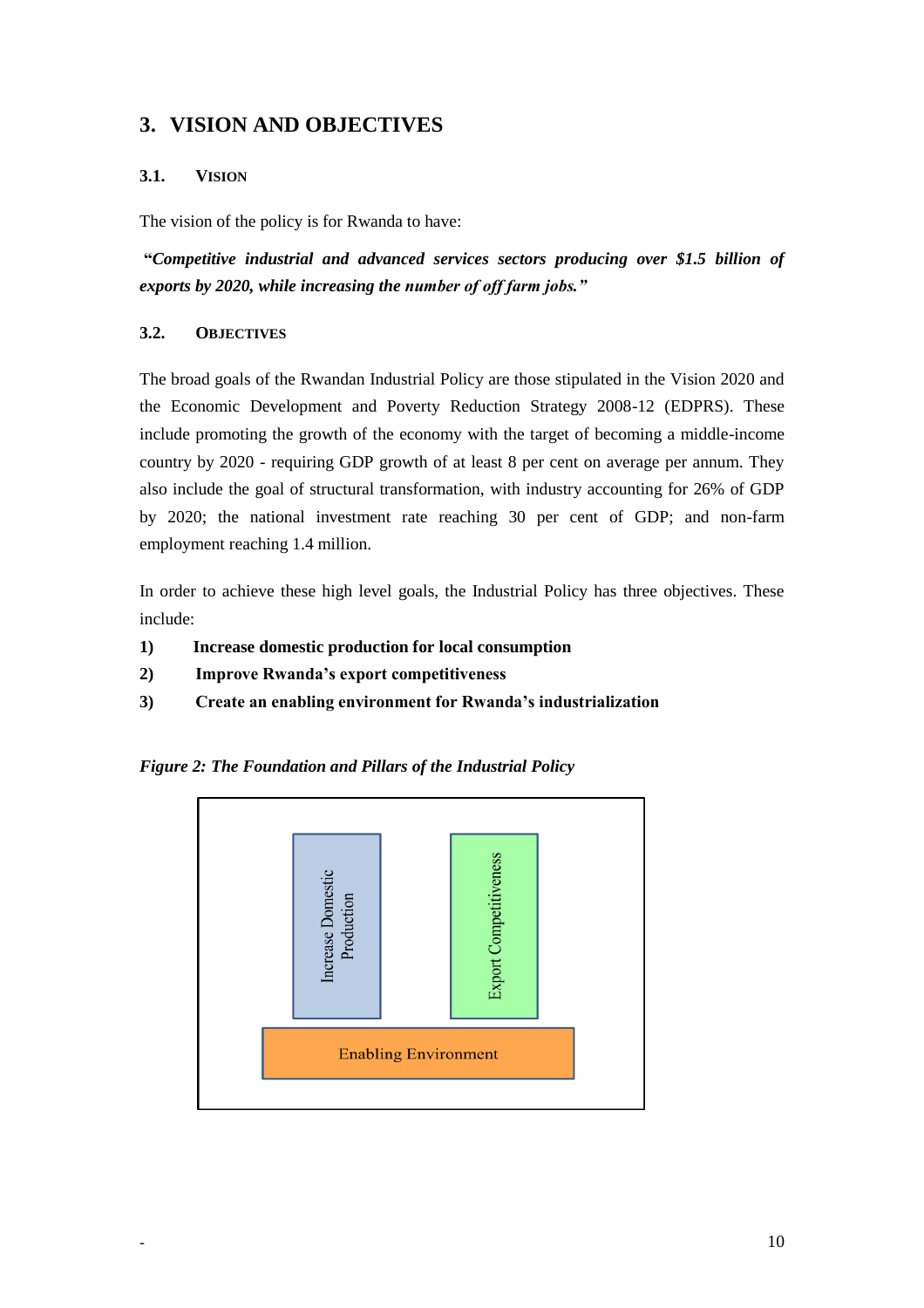## 3. VISION AND OBJECTIVES

### 3.1. VISION

The vision of the policy is for Rwanda to have:

***"Competitive industrial and advanced services sectors producing over $1.5 billion of exports by 2020, while increasing the number of off farm jobs."***

### 3.2. OBJECTIVES

The broad goals of the Rwandan Industrial Policy are those stipulated in the Vision 2020 and the Economic Development and Poverty Reduction Strategy 2008-12 (EDPRS). These include promoting the growth of the economy with the target of becoming a middle-income country by 2020 - requiring GDP growth of at least 8 per cent on average per annum. They also include the goal of structural transformation, with industry accounting for 26% of GDP by 2020; the national investment rate reaching 30 per cent of GDP; and non-farm employment reaching 1.4 million.

In order to achieve these high level goals, the Industrial Policy has three objectives. These include:

1) **Increase domestic production for local consumption**
2) **Improve Rwanda's export competitiveness**
3) **Create an enabling environment for Rwanda's industrialization**

***Figure 2: The Foundation and Pillars of the Industrial Policy***

Increase Domestic Production

Export Competitiveness

Enabling Environment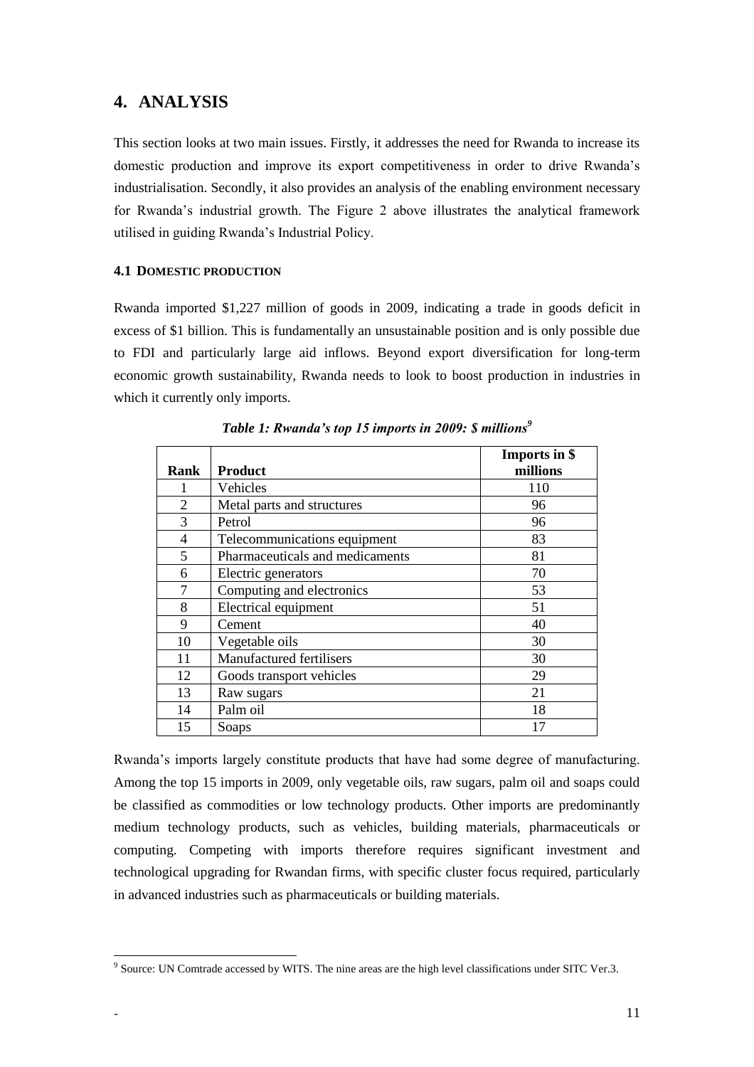# 4. ANALYSIS

This section looks at two main issues. Firstly, it addresses the need for Rwanda to increase its domestic production and improve its export competitiveness in order to drive Rwanda's industrialisation. Secondly, it also provides an analysis of the enabling environment necessary for Rwanda's industrial growth. The Figure 2 above illustrates the analytical framework utilised in guiding Rwanda's Industrial Policy.

### 4.1 DOMESTIC PRODUCTION

Rwanda imported $1,227 million of goods in 2009, indicating a trade in goods deficit in excess of $1 billion. This is fundamentally an unsustainable position and is only possible due to FDI and particularly large aid inflows. Beyond export diversification for long-term economic growth sustainability, Rwanda needs to look to boost production in industries in which it currently only imports.

***Table 1: Rwanda's top 15 imports in 2009: $ millions[9]***

| Rank | Product | Imports in $ millions |
|---|---|---|
| 1 | Vehicles | 110 |
| 2 | Metal parts and structures | 96 |
| 3 | Petrol | 96 |
| 4 | Telecommunications equipment | 83 |
| 5 | Pharmaceuticals and medicaments | 81 |
| 6 | Electric generators | 70 |
| 7 | Computing and electronics | 53 |
| 8 | Electrical equipment | 51 |
| 9 | Cement | 40 |
| 10 | Vegetable oils | 30 |
| 11 | Manufactured fertilisers | 30 |
| 12 | Goods transport vehicles | 29 |
| 13 | Raw sugars | 21 |
| 14 | Palm oil | 18 |
| 15 | Soaps | 17 |

Rwanda's imports largely constitute products that have had some degree of manufacturing. Among the top 15 imports in 2009, only vegetable oils, raw sugars, palm oil and soaps could be classified as commodities or low technology products. Other imports are predominantly medium technology products, such as vehicles, building materials, pharmaceuticals or computing. Competing with imports therefore requires significant investment and technological upgrading for Rwandan firms, with specific cluster focus required, particularly in advanced industries such as pharmaceuticals or building materials.

[9] Source: UN Comtrade accessed by WITS. The nine areas are the high level classifications under SITC Ver.3.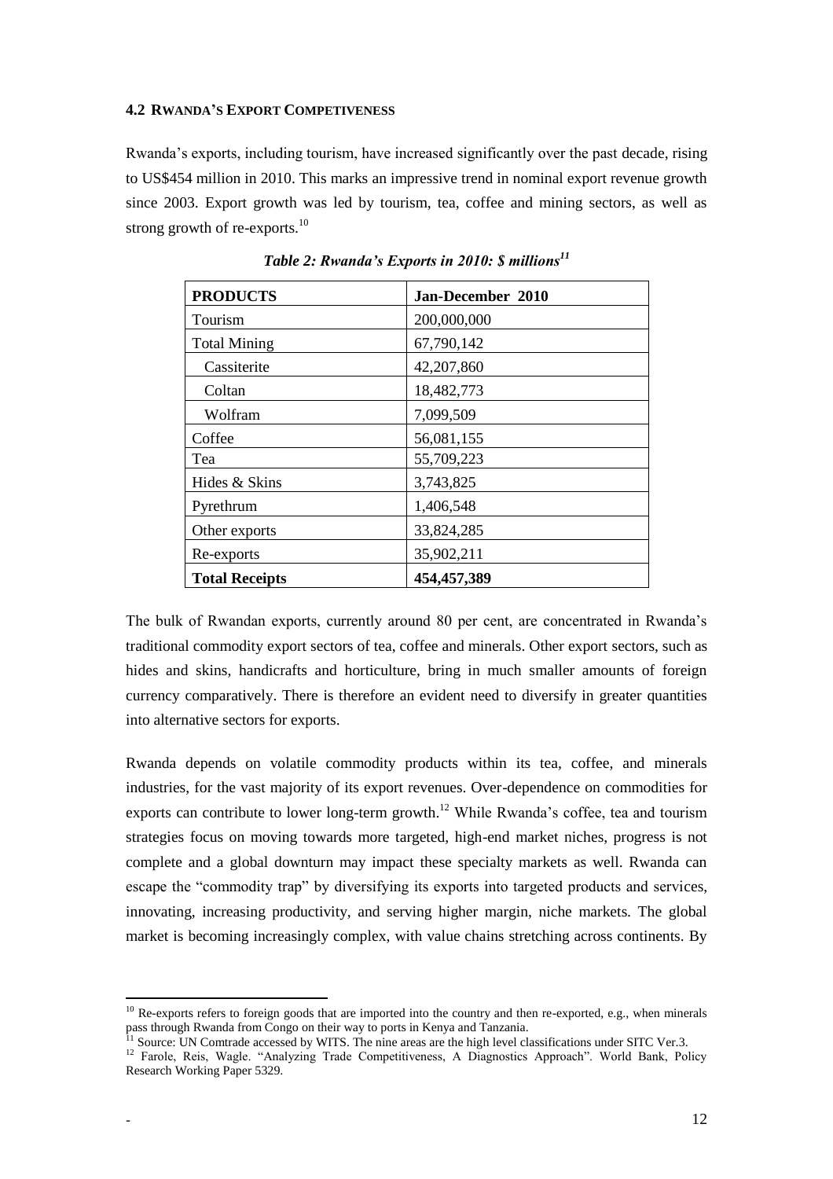#### 4.2 RWANDA'S EXPORT COMPETIVENESS

Rwanda's exports, including tourism, have increased significantly over the past decade, rising to US$454 million in 2010. This marks an impressive trend in nominal export revenue growth since 2003. Export growth was led by tourism, tea, coffee and mining sectors, as well as strong growth of re-exports.[10]

*Table 2: Rwanda's Exports in 2010: $ millions[11]*

| **PRODUCTS** | **Jan-December 2010** |
|---|---|
| Tourism | 200,000,000 |
| Total Mining | 67,790,142 |
| Cassiterite | 42,207,860 |
| Coltan | 18,482,773 |
| Wolfram | 7,099,509 |
| Coffee | 56,081,155 |
| Tea | 55,709,223 |
| Hides & Skins | 3,743,825 |
| Pyrethrum | 1,406,548 |
| Other exports | 33,824,285 |
| Re-exports | 35,902,211 |
| **Total Receipts** | **454,457,389** |

The bulk of Rwandan exports, currently around 80 per cent, are concentrated in Rwanda's traditional commodity export sectors of tea, coffee and minerals. Other export sectors, such as hides and skins, handicrafts and horticulture, bring in much smaller amounts of foreign currency comparatively. There is therefore an evident need to diversify in greater quantities into alternative sectors for exports.

Rwanda depends on volatile commodity products within its tea, coffee, and minerals industries, for the vast majority of its export revenues. Over-dependence on commodities for exports can contribute to lower long-term growth.[12] While Rwanda's coffee, tea and tourism strategies focus on moving towards more targeted, high-end market niches, progress is not complete and a global downturn may impact these specialty markets as well. Rwanda can escape the "commodity trap" by diversifying its exports into targeted products and services, innovating, increasing productivity, and serving higher margin, niche markets. The global market is becoming increasingly complex, with value chains stretching across continents. By

[10] Re-exports refers to foreign goods that are imported into the country and then re-exported, e.g., when minerals pass through Rwanda from Congo on their way to ports in Kenya and Tanzania.

[11] Source: UN Comtrade accessed by WITS. The nine areas are the high level classifications under SITC Ver.3.

[12] Farole, Reis, Wagle. "Analyzing Trade Competitiveness, A Diagnostics Approach". World Bank, Policy Research Working Paper 5329.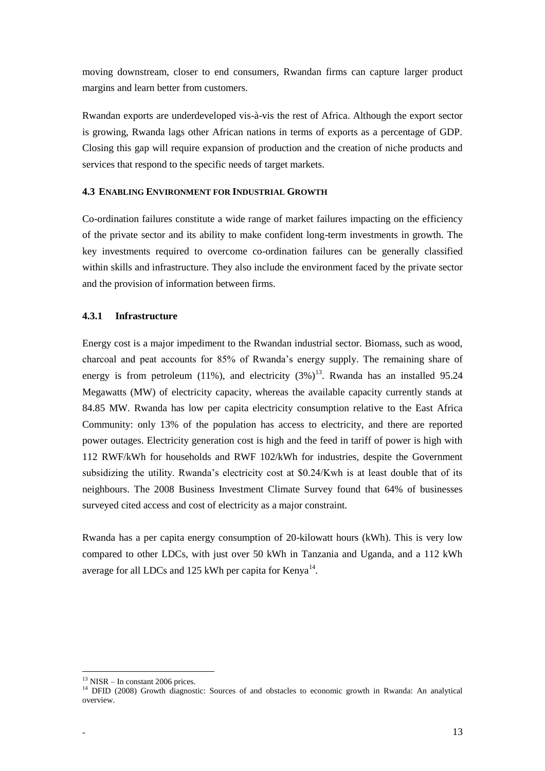moving downstream, closer to end consumers, Rwandan firms can capture larger product margins and learn better from customers.

Rwandan exports are underdeveloped vis-à-vis the rest of Africa. Although the export sector is growing, Rwanda lags other African nations in terms of exports as a percentage of GDP. Closing this gap will require expansion of production and the creation of niche products and services that respond to the specific needs of target markets.

### 4.3 Enabling Environment for Industrial Growth

Co-ordination failures constitute a wide range of market failures impacting on the efficiency of the private sector and its ability to make confident long-term investments in growth. The key investments required to overcome co-ordination failures can be generally classified within skills and infrastructure. They also include the environment faced by the private sector and the provision of information between firms.

#### 4.3.1 Infrastructure

Energy cost is a major impediment to the Rwandan industrial sector. Biomass, such as wood, charcoal and peat accounts for 85% of Rwanda's energy supply. The remaining share of energy is from petroleum (11%), and electricity (3%)[13]. Rwanda has an installed 95.24 Megawatts (MW) of electricity capacity, whereas the available capacity currently stands at 84.85 MW. Rwanda has low per capita electricity consumption relative to the East Africa Community: only 13% of the population has access to electricity, and there are reported power outages. Electricity generation cost is high and the feed in tariff of power is high with 112 RWF/kWh for households and RWF 102/kWh for industries, despite the Government subsidizing the utility. Rwanda's electricity cost at \$0.24/Kwh is at least double that of its neighbours. The 2008 Business Investment Climate Survey found that 64% of businesses surveyed cited access and cost of electricity as a major constraint.

Rwanda has a per capita energy consumption of 20-kilowatt hours (kWh). This is very low compared to other LDCs, with just over 50 kWh in Tanzania and Uganda, and a 112 kWh average for all LDCs and 125 kWh per capita for Kenya[14].

[13] NISR – In constant 2006 prices.

[14] DFID (2008) Growth diagnostic: Sources of and obstacles to economic growth in Rwanda: An analytical overview.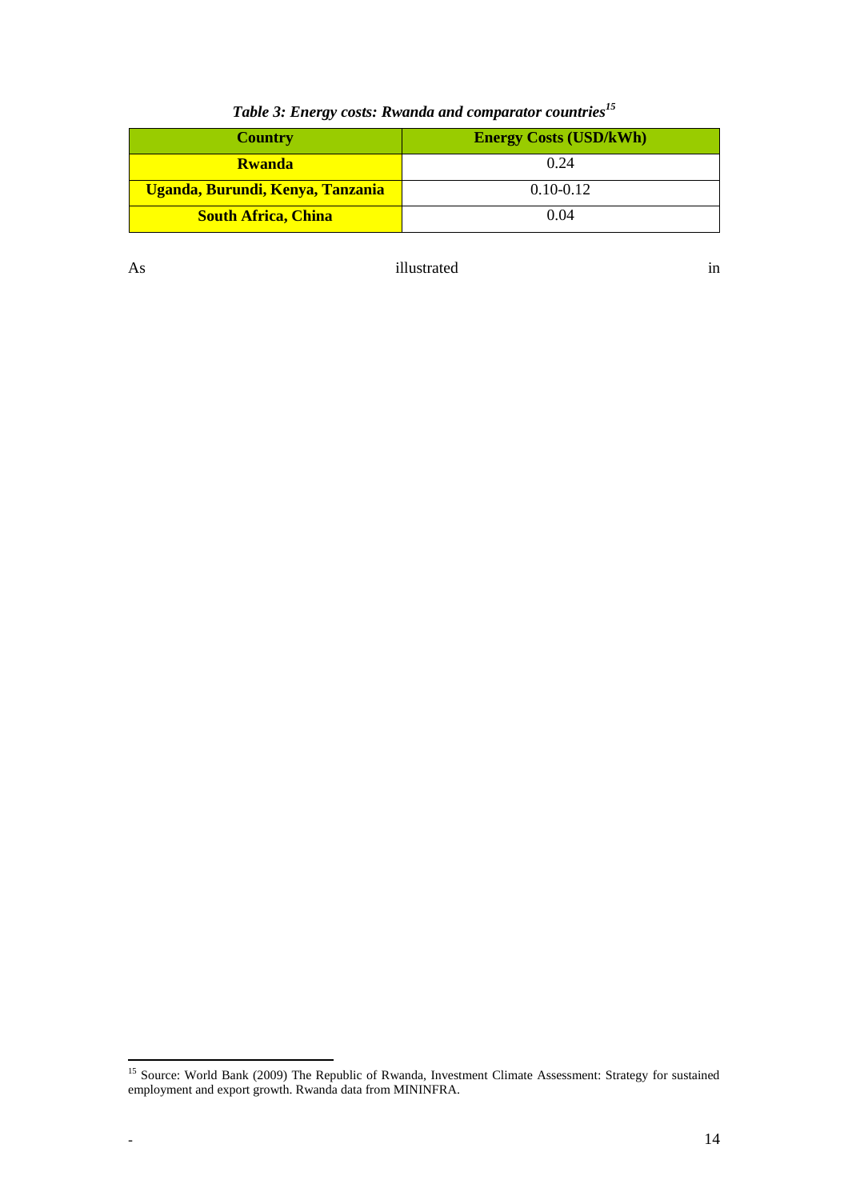*Table 3: Energy costs: Rwanda and comparator countries*[15]

| Country | Energy Costs (USD/kWh) |
| --- | --- |
| **Rwanda** | 0.24 |
| **Uganda, Burundi, Kenya, Tanzania** | 0.10-0.12 |
| **South Africa, China** | 0.04 |

As illustrated in

[15] Source: World Bank (2009) The Republic of Rwanda, Investment Climate Assessment: Strategy for sustained employment and export growth. Rwanda data from MININFRA.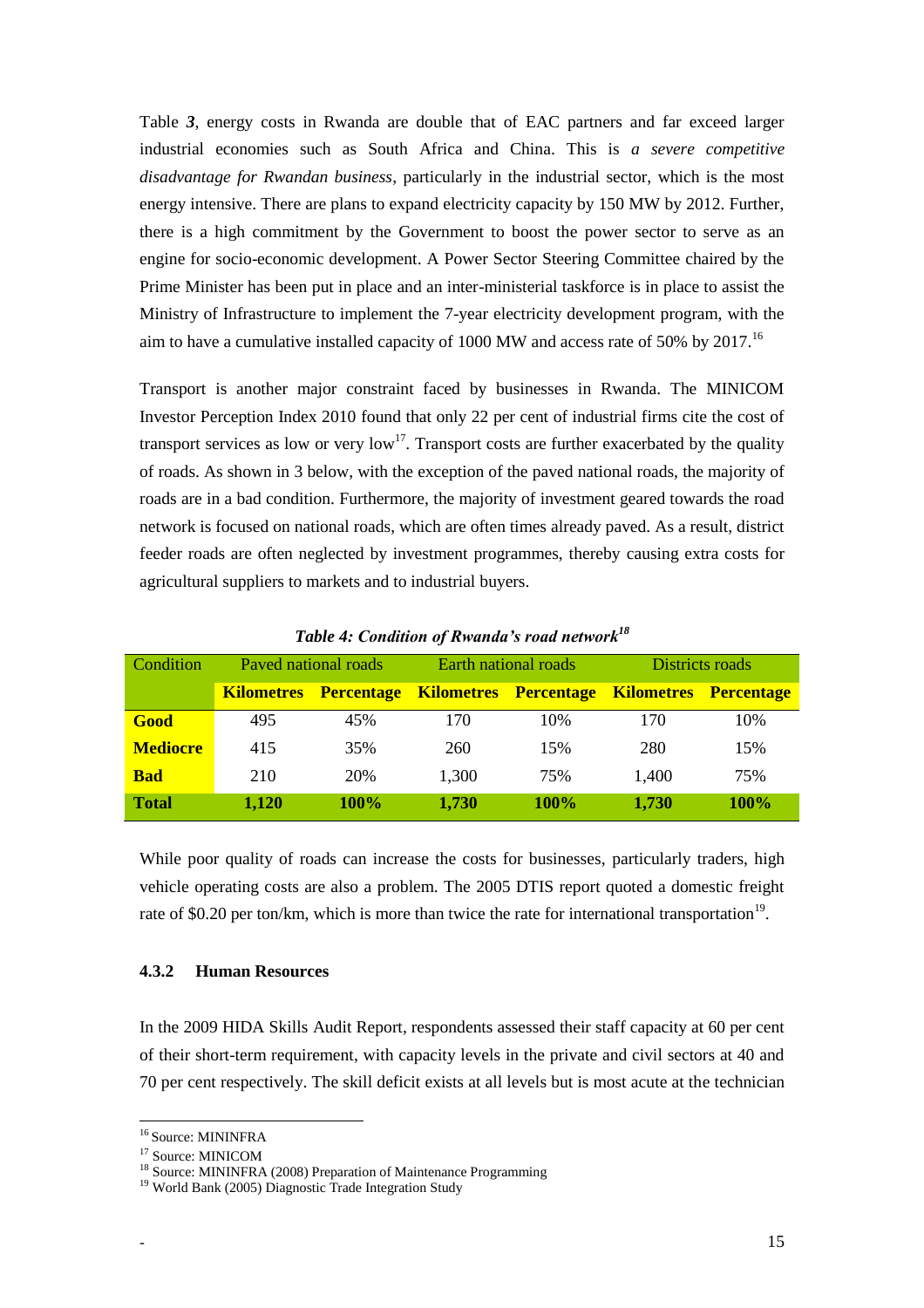Table ***3***, energy costs in Rwanda are double that of EAC partners and far exceed larger industrial economies such as South Africa and China. This is *a severe competitive disadvantage for Rwandan business*, particularly in the industrial sector, which is the most energy intensive. There are plans to expand electricity capacity by 150 MW by 2012. Further, there is a high commitment by the Government to boost the power sector to serve as an engine for socio-economic development. A Power Sector Steering Committee chaired by the Prime Minister has been put in place and an inter-ministerial taskforce is in place to assist the Ministry of Infrastructure to implement the 7-year electricity development program, with the aim to have a cumulative installed capacity of 1000 MW and access rate of 50% by 2017.[16]

Transport is another major constraint faced by businesses in Rwanda. The MINICOM Investor Perception Index 2010 found that only 22 per cent of industrial firms cite the cost of transport services as low or very low[17]. Transport costs are further exacerbated by the quality of roads. As shown in 3 below, with the exception of the paved national roads, the majority of roads are in a bad condition. Furthermore, the majority of investment geared towards the road network is focused on national roads, which are often times already paved. As a result, district feeder roads are often neglected by investment programmes, thereby causing extra costs for agricultural suppliers to markets and to industrial buyers.

***Table 4: Condition of Rwanda's road network***[18]

| Condition | Paved national roads | | Earth national roads | | Districts roads | |
|---|---|---|---|---|---|---|
| | **Kilometres** | **Percentage** | **Kilometres** | **Percentage** | **Kilometres** | **Percentage** |
| **Good** | 495 | 45% | 170 | 10% | 170 | 10% |
| **Mediocre** | 415 | 35% | 260 | 15% | 280 | 15% |
| **Bad** | 210 | 20% | 1,300 | 75% | 1,400 | 75% |
| **Total** | **1,120** | **100%** | **1,730** | **100%** | **1,730** | **100%** |

While poor quality of roads can increase the costs for businesses, particularly traders, high vehicle operating costs are also a problem. The 2005 DTIS report quoted a domestic freight rate of $0.20 per ton/km, which is more than twice the rate for international transportation[19].

### 4.3.2 Human Resources

In the 2009 HIDA Skills Audit Report, respondents assessed their staff capacity at 60 per cent of their short-term requirement, with capacity levels in the private and civil sectors at 40 and 70 per cent respectively. The skill deficit exists at all levels but is most acute at the technician

[16] Source: MININFRA
[17] Source: MINICOM
[18] Source: MININFRA (2008) Preparation of Maintenance Programming
[19] World Bank (2005) Diagnostic Trade Integration Study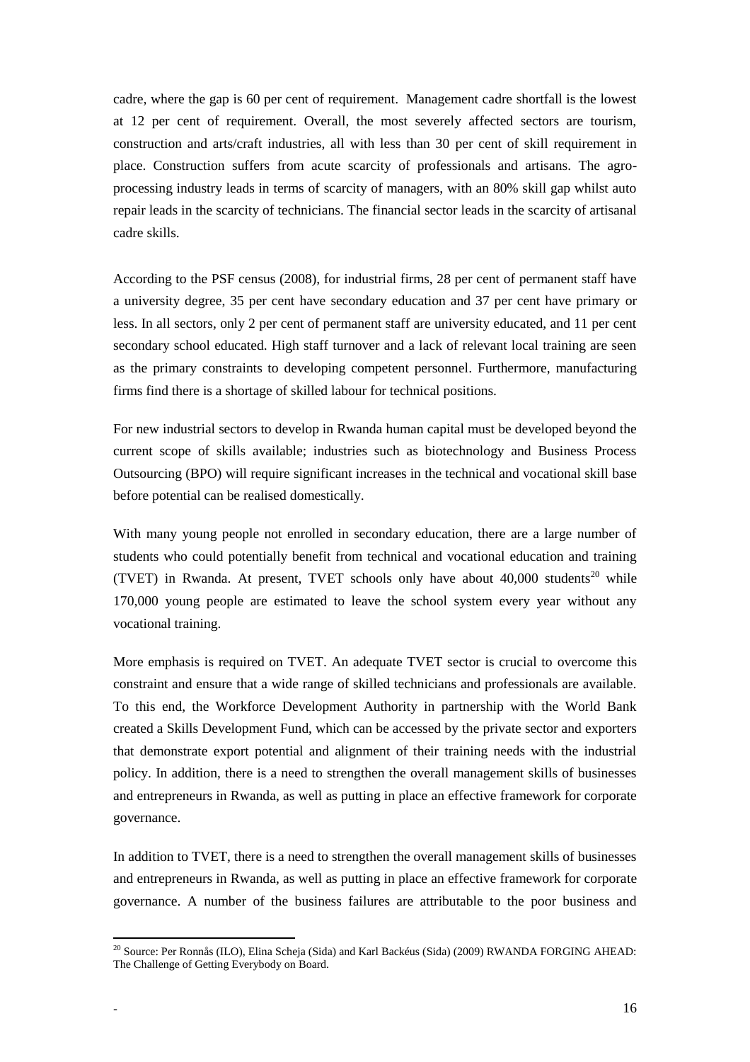cadre, where the gap is 60 per cent of requirement. Management cadre shortfall is the lowest at 12 per cent of requirement. Overall, the most severely affected sectors are tourism, construction and arts/craft industries, all with less than 30 per cent of skill requirement in place. Construction suffers from acute scarcity of professionals and artisans. The agro-processing industry leads in terms of scarcity of managers, with an 80% skill gap whilst auto repair leads in the scarcity of technicians. The financial sector leads in the scarcity of artisanal cadre skills.

According to the PSF census (2008), for industrial firms, 28 per cent of permanent staff have a university degree, 35 per cent have secondary education and 37 per cent have primary or less. In all sectors, only 2 per cent of permanent staff are university educated, and 11 per cent secondary school educated. High staff turnover and a lack of relevant local training are seen as the primary constraints to developing competent personnel. Furthermore, manufacturing firms find there is a shortage of skilled labour for technical positions.

For new industrial sectors to develop in Rwanda human capital must be developed beyond the current scope of skills available; industries such as biotechnology and Business Process Outsourcing (BPO) will require significant increases in the technical and vocational skill base before potential can be realised domestically.

With many young people not enrolled in secondary education, there are a large number of students who could potentially benefit from technical and vocational education and training (TVET) in Rwanda. At present, TVET schools only have about 40,000 students[20] while 170,000 young people are estimated to leave the school system every year without any vocational training.

More emphasis is required on TVET. An adequate TVET sector is crucial to overcome this constraint and ensure that a wide range of skilled technicians and professionals are available. To this end, the Workforce Development Authority in partnership with the World Bank created a Skills Development Fund, which can be accessed by the private sector and exporters that demonstrate export potential and alignment of their training needs with the industrial policy. In addition, there is a need to strengthen the overall management skills of businesses and entrepreneurs in Rwanda, as well as putting in place an effective framework for corporate governance.

In addition to TVET, there is a need to strengthen the overall management skills of businesses and entrepreneurs in Rwanda, as well as putting in place an effective framework for corporate governance. A number of the business failures are attributable to the poor business and

[20] Source: Per Ronnås (ILO), Elina Scheja (Sida) and Karl Backéus (Sida) (2009) RWANDA FORGING AHEAD: The Challenge of Getting Everybody on Board.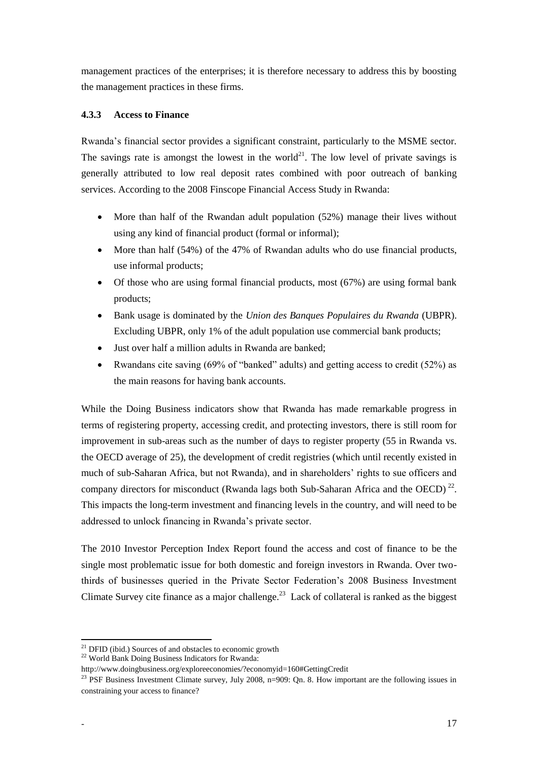management practices of the enterprises; it is therefore necessary to address this by boosting the management practices in these firms.

### 4.3.3 Access to Finance

Rwanda's financial sector provides a significant constraint, particularly to the MSME sector. The savings rate is amongst the lowest in the world[21]. The low level of private savings is generally attributed to low real deposit rates combined with poor outreach of banking services. According to the 2008 Finscope Financial Access Study in Rwanda:

- More than half of the Rwandan adult population (52%) manage their lives without using any kind of financial product (formal or informal);
- More than half (54%) of the 47% of Rwandan adults who do use financial products, use informal products;
- Of those who are using formal financial products, most (67%) are using formal bank products;
- Bank usage is dominated by the *Union des Banques Populaires du Rwanda* (UBPR). Excluding UBPR, only 1% of the adult population use commercial bank products;
- Just over half a million adults in Rwanda are banked;
- Rwandans cite saving (69% of "banked" adults) and getting access to credit (52%) as the main reasons for having bank accounts.

While the Doing Business indicators show that Rwanda has made remarkable progress in terms of registering property, accessing credit, and protecting investors, there is still room for improvement in sub-areas such as the number of days to register property (55 in Rwanda vs. the OECD average of 25), the development of credit registries (which until recently existed in much of sub-Saharan Africa, but not Rwanda), and in shareholders' rights to sue officers and company directors for misconduct (Rwanda lags both Sub-Saharan Africa and the OECD)[22]. This impacts the long-term investment and financing levels in the country, and will need to be addressed to unlock financing in Rwanda's private sector.

The 2010 Investor Perception Index Report found the access and cost of finance to be the single most problematic issue for both domestic and foreign investors in Rwanda. Over two-thirds of businesses queried in the Private Sector Federation's 2008 Business Investment Climate Survey cite finance as a major challenge.[23] Lack of collateral is ranked as the biggest

[21] DFID (ibid.) Sources of and obstacles to economic growth

[22] World Bank Doing Business Indicators for Rwanda: http://www.doingbusiness.org/exploreeconomies/?economyid=160#GettingCredit

[23] PSF Business Investment Climate survey, July 2008, n=909: Qn. 8. How important are the following issues in constraining your access to finance?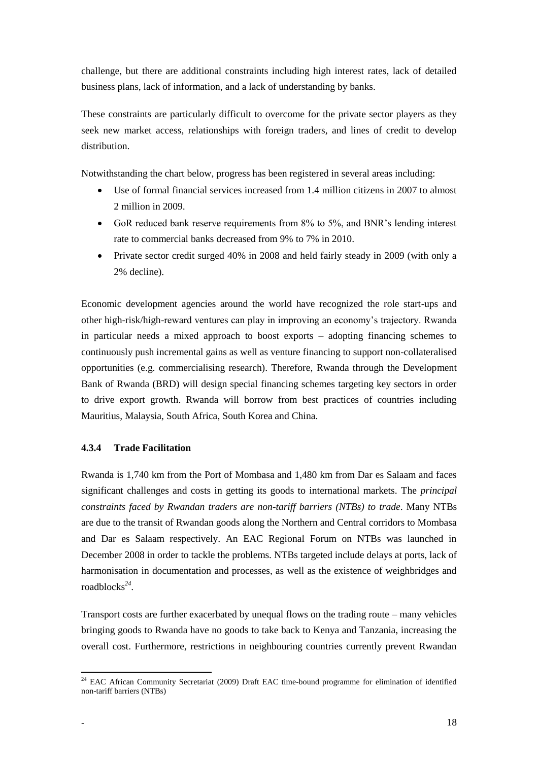challenge, but there are additional constraints including high interest rates, lack of detailed business plans, lack of information, and a lack of understanding by banks.

These constraints are particularly difficult to overcome for the private sector players as they seek new market access, relationships with foreign traders, and lines of credit to develop distribution.

Notwithstanding the chart below, progress has been registered in several areas including:

- Use of formal financial services increased from 1.4 million citizens in 2007 to almost 2 million in 2009.
- GoR reduced bank reserve requirements from 8% to 5%, and BNR's lending interest rate to commercial banks decreased from 9% to 7% in 2010.
- Private sector credit surged 40% in 2008 and held fairly steady in 2009 (with only a 2% decline).

Economic development agencies around the world have recognized the role start-ups and other high-risk/high-reward ventures can play in improving an economy's trajectory. Rwanda in particular needs a mixed approach to boost exports – adopting financing schemes to continuously push incremental gains as well as venture financing to support non-collateralised opportunities (e.g. commercialising research). Therefore, Rwanda through the Development Bank of Rwanda (BRD) will design special financing schemes targeting key sectors in order to drive export growth. Rwanda will borrow from best practices of countries including Mauritius, Malaysia, South Africa, South Korea and China.

#### 4.3.4 Trade Facilitation

Rwanda is 1,740 km from the Port of Mombasa and 1,480 km from Dar es Salaam and faces significant challenges and costs in getting its goods to international markets. The *principal constraints faced by Rwandan traders are non-tariff barriers (NTBs) to trade*. Many NTBs are due to the transit of Rwandan goods along the Northern and Central corridors to Mombasa and Dar es Salaam respectively. An EAC Regional Forum on NTBs was launched in December 2008 in order to tackle the problems. NTBs targeted include delays at ports, lack of harmonisation in documentation and processes, as well as the existence of weighbridges and roadblocks[24].

Transport costs are further exacerbated by unequal flows on the trading route – many vehicles bringing goods to Rwanda have no goods to take back to Kenya and Tanzania, increasing the overall cost. Furthermore, restrictions in neighbouring countries currently prevent Rwandan

[24] EAC African Community Secretariat (2009) Draft EAC time-bound programme for elimination of identified non-tariff barriers (NTBs)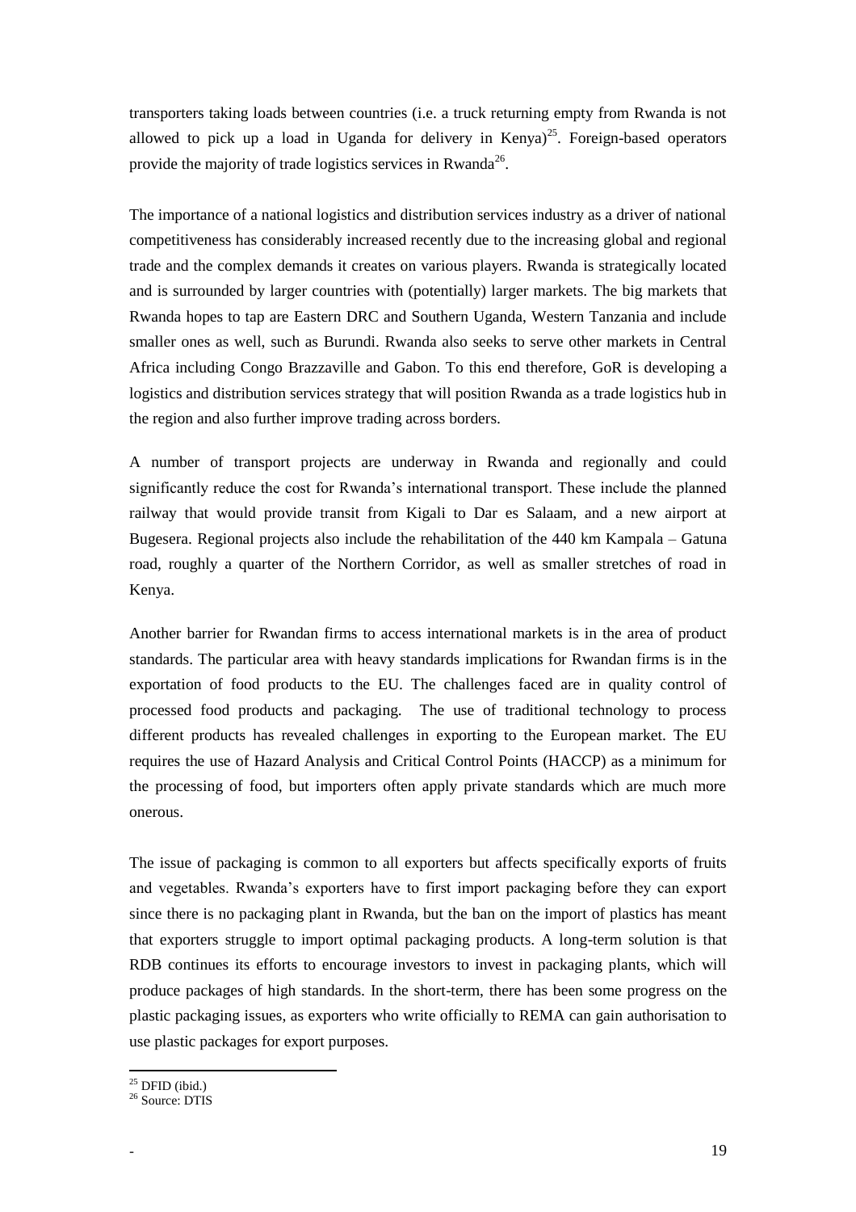transporters taking loads between countries (i.e. a truck returning empty from Rwanda is not allowed to pick up a load in Uganda for delivery in Kenya)[25]. Foreign-based operators provide the majority of trade logistics services in Rwanda[26].

The importance of a national logistics and distribution services industry as a driver of national competitiveness has considerably increased recently due to the increasing global and regional trade and the complex demands it creates on various players. Rwanda is strategically located and is surrounded by larger countries with (potentially) larger markets. The big markets that Rwanda hopes to tap are Eastern DRC and Southern Uganda, Western Tanzania and include smaller ones as well, such as Burundi. Rwanda also seeks to serve other markets in Central Africa including Congo Brazzaville and Gabon. To this end therefore, GoR is developing a logistics and distribution services strategy that will position Rwanda as a trade logistics hub in the region and also further improve trading across borders.

A number of transport projects are underway in Rwanda and regionally and could significantly reduce the cost for Rwanda's international transport. These include the planned railway that would provide transit from Kigali to Dar es Salaam, and a new airport at Bugesera. Regional projects also include the rehabilitation of the 440 km Kampala – Gatuna road, roughly a quarter of the Northern Corridor, as well as smaller stretches of road in Kenya.

Another barrier for Rwandan firms to access international markets is in the area of product standards. The particular area with heavy standards implications for Rwandan firms is in the exportation of food products to the EU. The challenges faced are in quality control of processed food products and packaging. The use of traditional technology to process different products has revealed challenges in exporting to the European market. The EU requires the use of Hazard Analysis and Critical Control Points (HACCP) as a minimum for the processing of food, but importers often apply private standards which are much more onerous.

The issue of packaging is common to all exporters but affects specifically exports of fruits and vegetables. Rwanda's exporters have to first import packaging before they can export since there is no packaging plant in Rwanda, but the ban on the import of plastics has meant that exporters struggle to import optimal packaging products. A long-term solution is that RDB continues its efforts to encourage investors to invest in packaging plants, which will produce packages of high standards. In the short-term, there has been some progress on the plastic packaging issues, as exporters who write officially to REMA can gain authorisation to use plastic packages for export purposes.

---

[25] DFID (ibid.)

[26] Source: DTIS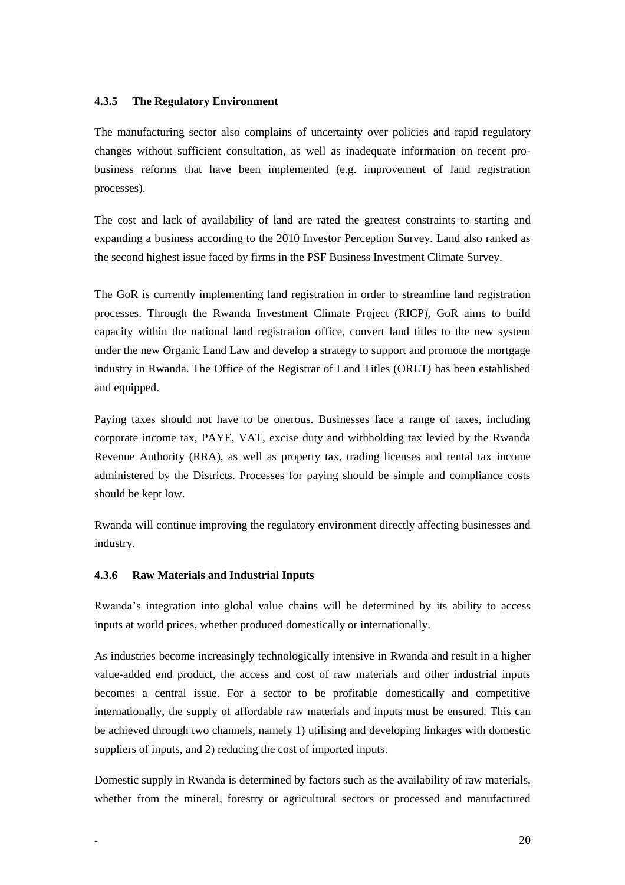#### 4.3.5 The Regulatory Environment

The manufacturing sector also complains of uncertainty over policies and rapid regulatory changes without sufficient consultation, as well as inadequate information on recent pro-business reforms that have been implemented (e.g. improvement of land registration processes).

The cost and lack of availability of land are rated the greatest constraints to starting and expanding a business according to the 2010 Investor Perception Survey. Land also ranked as the second highest issue faced by firms in the PSF Business Investment Climate Survey.

The GoR is currently implementing land registration in order to streamline land registration processes. Through the Rwanda Investment Climate Project (RICP), GoR aims to build capacity within the national land registration office, convert land titles to the new system under the new Organic Land Law and develop a strategy to support and promote the mortgage industry in Rwanda. The Office of the Registrar of Land Titles (ORLT) has been established and equipped.

Paying taxes should not have to be onerous. Businesses face a range of taxes, including corporate income tax, PAYE, VAT, excise duty and withholding tax levied by the Rwanda Revenue Authority (RRA), as well as property tax, trading licenses and rental tax income administered by the Districts. Processes for paying should be simple and compliance costs should be kept low.

Rwanda will continue improving the regulatory environment directly affecting businesses and industry.

#### 4.3.6 Raw Materials and Industrial Inputs

Rwanda's integration into global value chains will be determined by its ability to access inputs at world prices, whether produced domestically or internationally.

As industries become increasingly technologically intensive in Rwanda and result in a higher value-added end product, the access and cost of raw materials and other industrial inputs becomes a central issue. For a sector to be profitable domestically and competitive internationally, the supply of affordable raw materials and inputs must be ensured. This can be achieved through two channels, namely 1) utilising and developing linkages with domestic suppliers of inputs, and 2) reducing the cost of imported inputs.

Domestic supply in Rwanda is determined by factors such as the availability of raw materials, whether from the mineral, forestry or agricultural sectors or processed and manufactured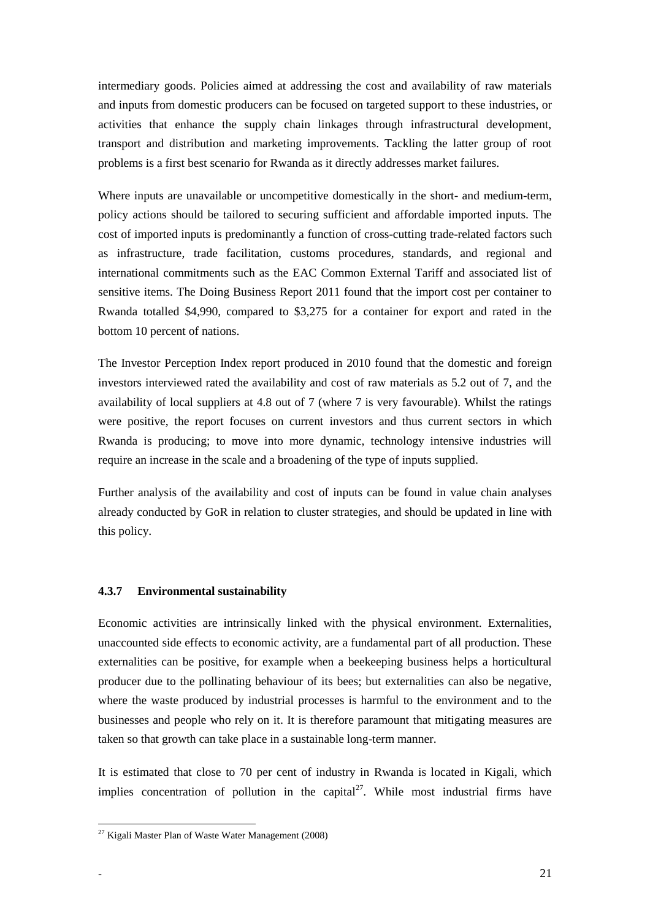intermediary goods. Policies aimed at addressing the cost and availability of raw materials and inputs from domestic producers can be focused on targeted support to these industries, or activities that enhance the supply chain linkages through infrastructural development, transport and distribution and marketing improvements. Tackling the latter group of root problems is a first best scenario for Rwanda as it directly addresses market failures.

Where inputs are unavailable or uncompetitive domestically in the short- and medium-term, policy actions should be tailored to securing sufficient and affordable imported inputs. The cost of imported inputs is predominantly a function of cross-cutting trade-related factors such as infrastructure, trade facilitation, customs procedures, standards, and regional and international commitments such as the EAC Common External Tariff and associated list of sensitive items. The Doing Business Report 2011 found that the import cost per container to Rwanda totalled $4,990, compared to $3,275 for a container for export and rated in the bottom 10 percent of nations.

The Investor Perception Index report produced in 2010 found that the domestic and foreign investors interviewed rated the availability and cost of raw materials as 5.2 out of 7, and the availability of local suppliers at 4.8 out of 7 (where 7 is very favourable). Whilst the ratings were positive, the report focuses on current investors and thus current sectors in which Rwanda is producing; to move into more dynamic, technology intensive industries will require an increase in the scale and a broadening of the type of inputs supplied.

Further analysis of the availability and cost of inputs can be found in value chain analyses already conducted by GoR in relation to cluster strategies, and should be updated in line with this policy.

#### 4.3.7 Environmental sustainability

Economic activities are intrinsically linked with the physical environment. Externalities, unaccounted side effects to economic activity, are a fundamental part of all production. These externalities can be positive, for example when a beekeeping business helps a horticultural producer due to the pollinating behaviour of its bees; but externalities can also be negative, where the waste produced by industrial processes is harmful to the environment and to the businesses and people who rely on it. It is therefore paramount that mitigating measures are taken so that growth can take place in a sustainable long-term manner.

It is estimated that close to 70 per cent of industry in Rwanda is located in Kigali, which implies concentration of pollution in the capital[27]. While most industrial firms have

[27] Kigali Master Plan of Waste Water Management (2008)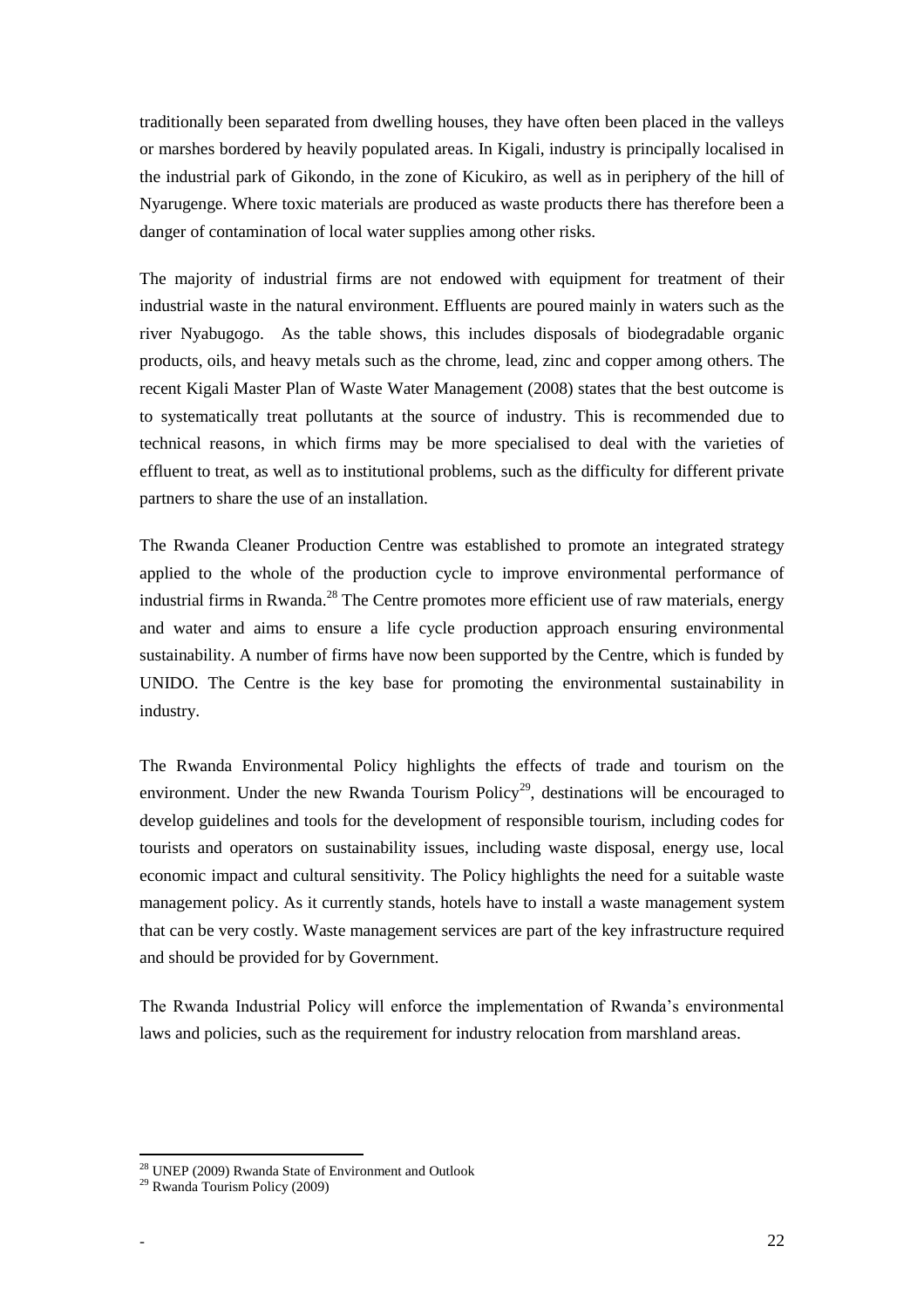traditionally been separated from dwelling houses, they have often been placed in the valleys or marshes bordered by heavily populated areas. In Kigali, industry is principally localised in the industrial park of Gikondo, in the zone of Kicukiro, as well as in periphery of the hill of Nyarugenge. Where toxic materials are produced as waste products there has therefore been a danger of contamination of local water supplies among other risks.

The majority of industrial firms are not endowed with equipment for treatment of their industrial waste in the natural environment. Effluents are poured mainly in waters such as the river Nyabugogo. As the table shows, this includes disposals of biodegradable organic products, oils, and heavy metals such as the chrome, lead, zinc and copper among others. The recent Kigali Master Plan of Waste Water Management (2008) states that the best outcome is to systematically treat pollutants at the source of industry. This is recommended due to technical reasons, in which firms may be more specialised to deal with the varieties of effluent to treat, as well as to institutional problems, such as the difficulty for different private partners to share the use of an installation.

The Rwanda Cleaner Production Centre was established to promote an integrated strategy applied to the whole of the production cycle to improve environmental performance of industrial firms in Rwanda.[28] The Centre promotes more efficient use of raw materials, energy and water and aims to ensure a life cycle production approach ensuring environmental sustainability. A number of firms have now been supported by the Centre, which is funded by UNIDO. The Centre is the key base for promoting the environmental sustainability in industry.

The Rwanda Environmental Policy highlights the effects of trade and tourism on the environment. Under the new Rwanda Tourism Policy[29], destinations will be encouraged to develop guidelines and tools for the development of responsible tourism, including codes for tourists and operators on sustainability issues, including waste disposal, energy use, local economic impact and cultural sensitivity. The Policy highlights the need for a suitable waste management policy. As it currently stands, hotels have to install a waste management system that can be very costly. Waste management services are part of the key infrastructure required and should be provided for by Government.

The Rwanda Industrial Policy will enforce the implementation of Rwanda's environmental laws and policies, such as the requirement for industry relocation from marshland areas.

[28] UNEP (2009) Rwanda State of Environment and Outlook

[29] Rwanda Tourism Policy (2009)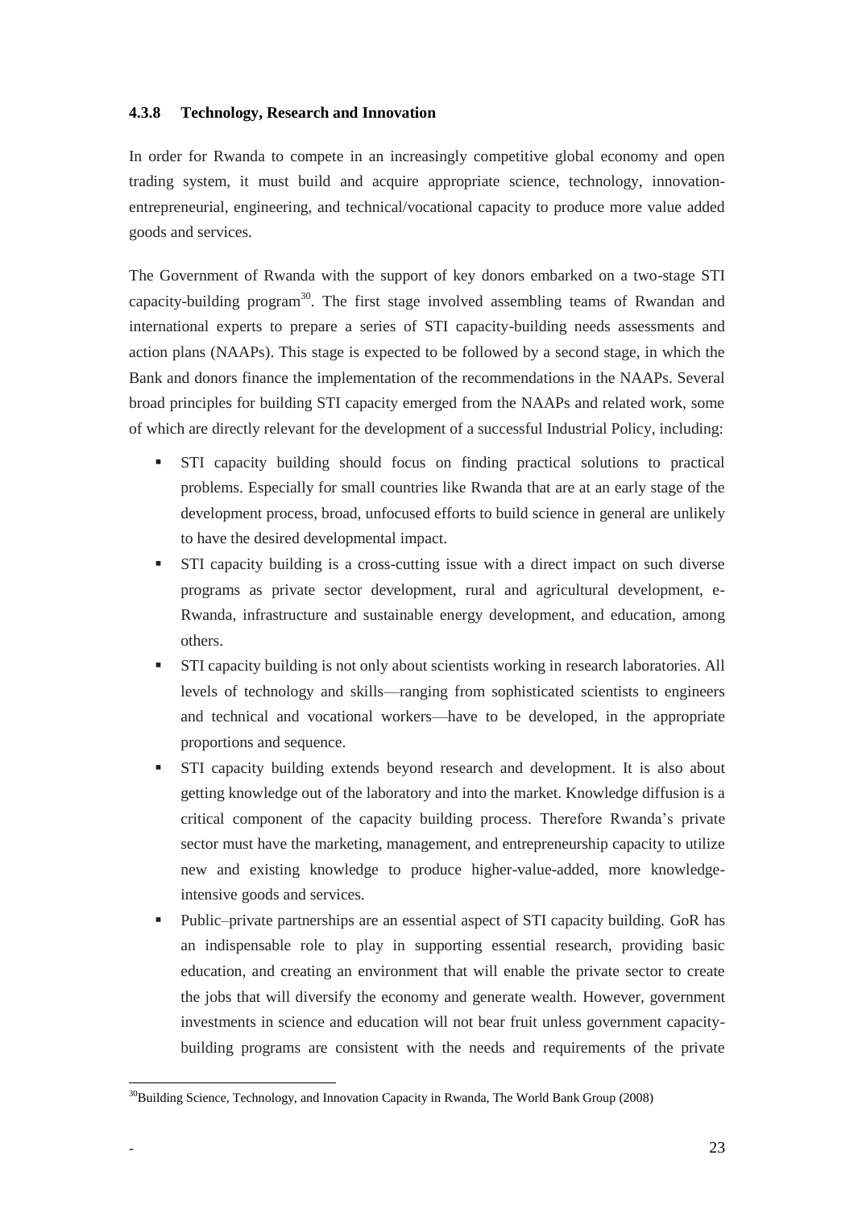### 4.3.8 Technology, Research and Innovation

In order for Rwanda to compete in an increasingly competitive global economy and open trading system, it must build and acquire appropriate science, technology, innovation-entrepreneurial, engineering, and technical/vocational capacity to produce more value added goods and services.

The Government of Rwanda with the support of key donors embarked on a two-stage STI capacity-building program[30]. The first stage involved assembling teams of Rwandan and international experts to prepare a series of STI capacity-building needs assessments and action plans (NAAPs). This stage is expected to be followed by a second stage, in which the Bank and donors finance the implementation of the recommendations in the NAAPs. Several broad principles for building STI capacity emerged from the NAAPs and related work, some of which are directly relevant for the development of a successful Industrial Policy, including:

- STI capacity building should focus on finding practical solutions to practical problems. Especially for small countries like Rwanda that are at an early stage of the development process, broad, unfocused efforts to build science in general are unlikely to have the desired developmental impact.
- STI capacity building is a cross-cutting issue with a direct impact on such diverse programs as private sector development, rural and agricultural development, e-Rwanda, infrastructure and sustainable energy development, and education, among others.
- STI capacity building is not only about scientists working in research laboratories. All levels of technology and skills—ranging from sophisticated scientists to engineers and technical and vocational workers—have to be developed, in the appropriate proportions and sequence.
- STI capacity building extends beyond research and development. It is also about getting knowledge out of the laboratory and into the market. Knowledge diffusion is a critical component of the capacity building process. Therefore Rwanda's private sector must have the marketing, management, and entrepreneurship capacity to utilize new and existing knowledge to produce higher-value-added, more knowledge-intensive goods and services.
- Public–private partnerships are an essential aspect of STI capacity building. GoR has an indispensable role to play in supporting essential research, providing basic education, and creating an environment that will enable the private sector to create the jobs that will diversify the economy and generate wealth. However, government investments in science and education will not bear fruit unless government capacity-building programs are consistent with the needs and requirements of the private

[30] Building Science, Technology, and Innovation Capacity in Rwanda, The World Bank Group (2008)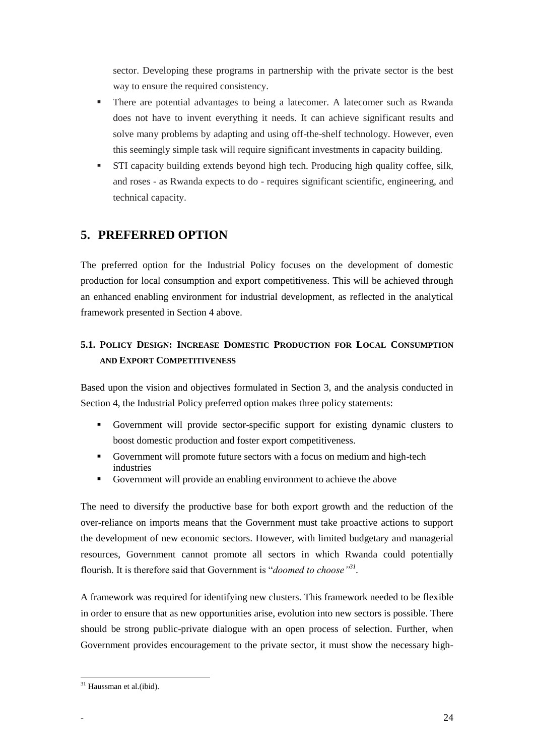sector. Developing these programs in partnership with the private sector is the best way to ensure the required consistency.

- There are potential advantages to being a latecomer. A latecomer such as Rwanda does not have to invent everything it needs. It can achieve significant results and solve many problems by adapting and using off-the-shelf technology. However, even this seemingly simple task will require significant investments in capacity building.
- STI capacity building extends beyond high tech. Producing high quality coffee, silk, and roses - as Rwanda expects to do - requires significant scientific, engineering, and technical capacity.

# 5. PREFERRED OPTION

The preferred option for the Industrial Policy focuses on the development of domestic production for local consumption and export competitiveness. This will be achieved through an enhanced enabling environment for industrial development, as reflected in the analytical framework presented in Section 4 above.

## 5.1. POLICY DESIGN: INCREASE DOMESTIC PRODUCTION FOR LOCAL CONSUMPTION AND EXPORT COMPETITIVENESS

Based upon the vision and objectives formulated in Section 3, and the analysis conducted in Section 4, the Industrial Policy preferred option makes three policy statements:

- Government will provide sector-specific support for existing dynamic clusters to boost domestic production and foster export competitiveness.
- Government will promote future sectors with a focus on medium and high-tech industries
- Government will provide an enabling environment to achieve the above

The need to diversify the productive base for both export growth and the reduction of the over-reliance on imports means that the Government must take proactive actions to support the development of new economic sectors. However, with limited budgetary and managerial resources, Government cannot promote all sectors in which Rwanda could potentially flourish. It is therefore said that Government is "*doomed to choose*"[31].

A framework was required for identifying new clusters. This framework needed to be flexible in order to ensure that as new opportunities arise, evolution into new sectors is possible. There should be strong public-private dialogue with an open process of selection. Further, when Government provides encouragement to the private sector, it must show the necessary high-

[31] Haussman et al.(ibid).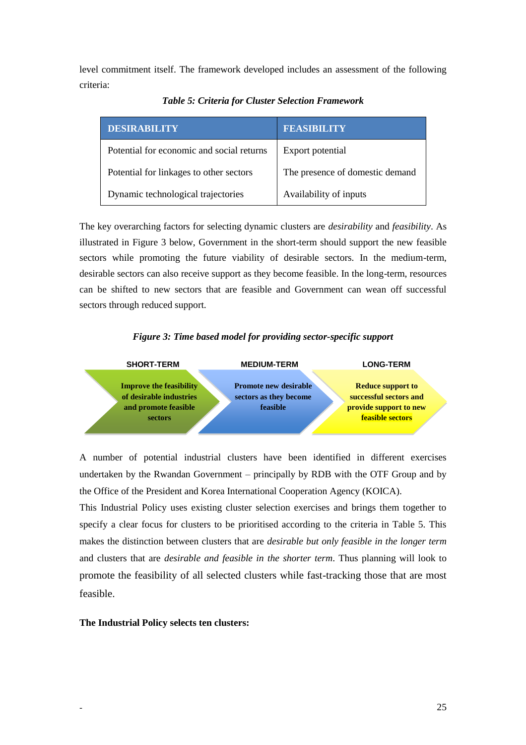level commitment itself. The framework developed includes an assessment of the following criteria:

*Table 5: Criteria for Cluster Selection Framework*

| DESIRABILITY | FEASIBILITY |
|---|---|
| Potential for economic and social returns | Export potential |
| Potential for linkages to other sectors | The presence of domestic demand |
| Dynamic technological trajectories | Availability of inputs |

The key overarching factors for selecting dynamic clusters are *desirability* and *feasibility*. As illustrated in Figure 3 below, Government in the short-term should support the new feasible sectors while promoting the future viability of desirable sectors. In the medium-term, desirable sectors can also receive support as they become feasible. In the long-term, resources can be shifted to new sectors that are feasible and Government can wean off successful sectors through reduced support.

*Figure 3: Time based model for providing sector-specific support*

| SHORT-TERM | MEDIUM-TERM | LONG-TERM |
|---|---|---|
| Improve the feasibility of desirable industries and promote feasible sectors | Promote new desirable sectors as they become feasible | Reduce support to successful sectors and provide support to new feasible sectors |

A number of potential industrial clusters have been identified in different exercises undertaken by the Rwandan Government – principally by RDB with the OTF Group and by the Office of the President and Korea International Cooperation Agency (KOICA).

This Industrial Policy uses existing cluster selection exercises and brings them together to specify a clear focus for clusters to be prioritised according to the criteria in Table 5. This makes the distinction between clusters that are *desirable but only feasible in the longer term* and clusters that are *desirable and feasible in the shorter term*. Thus planning will look to promote the feasibility of all selected clusters while fast-tracking those that are most feasible.

**The Industrial Policy selects ten clusters:**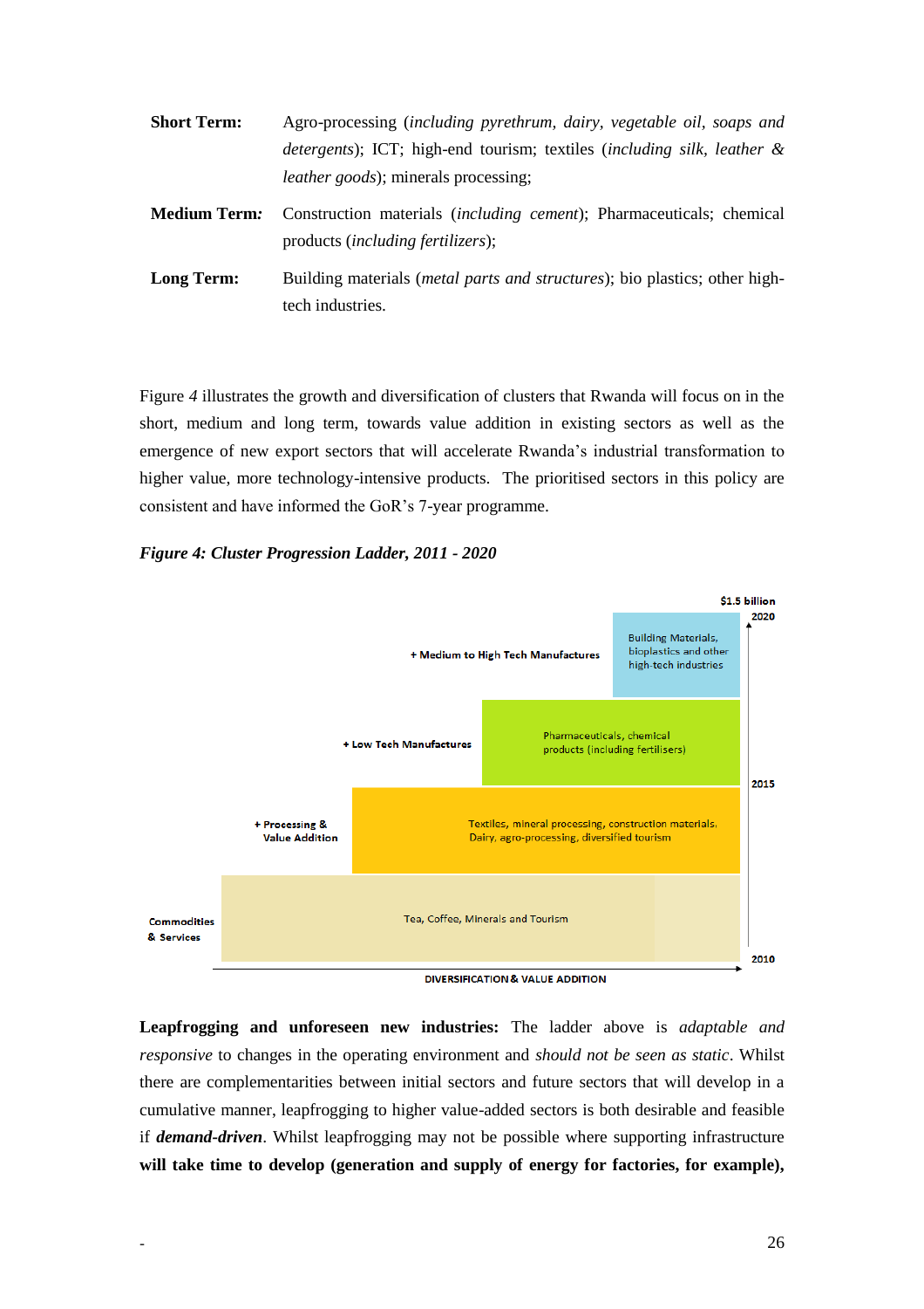**Short Term:** Agro-processing (*including pyrethrum, dairy, vegetable oil, soaps and detergents*); ICT; high-end tourism; textiles (*including silk, leather & leather goods*); minerals processing;

**Medium Term:** Construction materials (*including cement*); Pharmaceuticals; chemical products (*including fertilizers*);

**Long Term:** Building materials (*metal parts and structures*); bio plastics; other high-tech industries.

Figure *4* illustrates the growth and diversification of clusters that Rwanda will focus on in the short, medium and long term, towards value addition in existing sectors as well as the emergence of new export sectors that will accelerate Rwanda's industrial transformation to higher value, more technology-intensive products. The prioritised sectors in this policy are consistent and have informed the GoR's 7-year programme.

***Figure 4: Cluster Progression Ladder, 2011 - 2020***

| Level | Clusters |
|---|---|
| + Medium to High Tech Manufactures | Building Materials, bioplastics and other high-tech industries |
| + Low Tech Manufactures | Pharmaceuticals, chemical products (including fertilisers) |
| + Processing & Value Addition | Textiles, mineral processing, construction materials, Dairy, agro-processing, diversified tourism |
| Commodities & Services | Tea, Coffee, Minerals and Tourism |

Vertical axis: 2010 – 2015 – 2020 ($1.5 billion). Horizontal axis: DIVERSIFICATION & VALUE ADDITION

**Leapfrogging and unforeseen new industries:** The ladder above is *adaptable and responsive* to changes in the operating environment and *should not be seen as static*. Whilst there are complementarities between initial sectors and future sectors that will develop in a cumulative manner, leapfrogging to higher value-added sectors is both desirable and feasible if ***demand-driven***. Whilst leapfrogging may not be possible where supporting infrastructure **will take time to develop (generation and supply of energy for factories, for example),**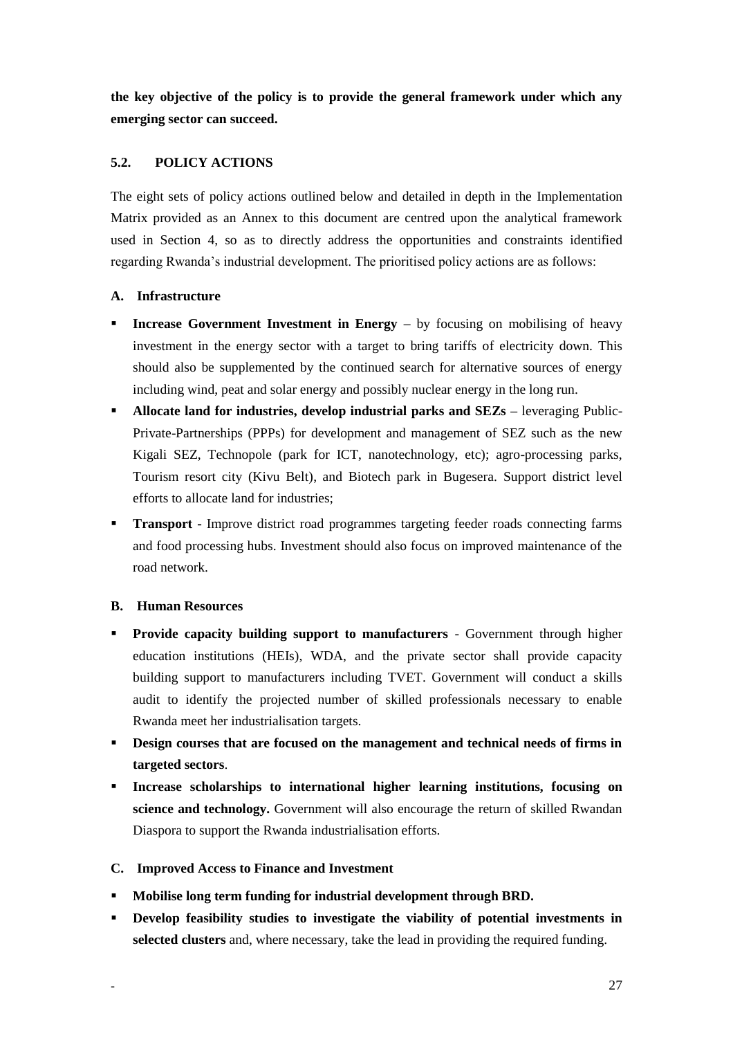**the key objective of the policy is to provide the general framework under which any emerging sector can succeed.**

## 5.2. POLICY ACTIONS

The eight sets of policy actions outlined below and detailed in depth in the Implementation Matrix provided as an Annex to this document are centred upon the analytical framework used in Section 4, so as to directly address the opportunities and constraints identified regarding Rwanda's industrial development. The prioritised policy actions are as follows:

### A. Infrastructure

- **Increase Government Investment in Energy –** by focusing on mobilising of heavy investment in the energy sector with a target to bring tariffs of electricity down. This should also be supplemented by the continued search for alternative sources of energy including wind, peat and solar energy and possibly nuclear energy in the long run.
- **Allocate land for industries, develop industrial parks and SEZs –** leveraging Public-Private-Partnerships (PPPs) for development and management of SEZ such as the new Kigali SEZ, Technopole (park for ICT, nanotechnology, etc); agro-processing parks, Tourism resort city (Kivu Belt), and Biotech park in Bugesera. Support district level efforts to allocate land for industries;
- **Transport -** Improve district road programmes targeting feeder roads connecting farms and food processing hubs. Investment should also focus on improved maintenance of the road network.

### B. Human Resources

- **Provide capacity building support to manufacturers** - Government through higher education institutions (HEIs), WDA, and the private sector shall provide capacity building support to manufacturers including TVET. Government will conduct a skills audit to identify the projected number of skilled professionals necessary to enable Rwanda meet her industrialisation targets.
- **Design courses that are focused on the management and technical needs of firms in targeted sectors**.
- **Increase scholarships to international higher learning institutions, focusing on science and technology.** Government will also encourage the return of skilled Rwandan Diaspora to support the Rwanda industrialisation efforts.

### C. Improved Access to Finance and Investment

- **Mobilise long term funding for industrial development through BRD.**
- **Develop feasibility studies to investigate the viability of potential investments in selected clusters** and, where necessary, take the lead in providing the required funding.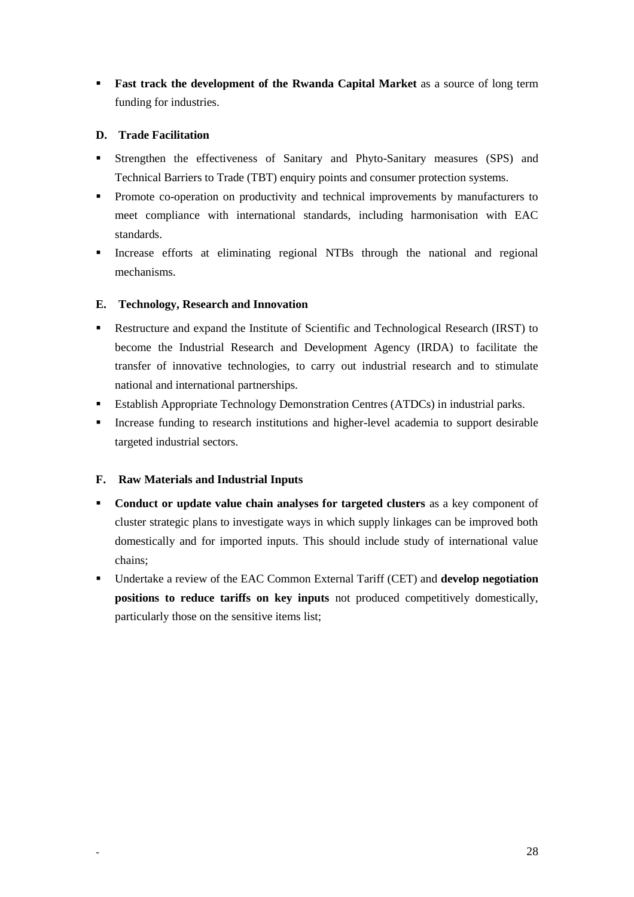- **Fast track the development of the Rwanda Capital Market** as a source of long term funding for industries.

### D. Trade Facilitation

- Strengthen the effectiveness of Sanitary and Phyto-Sanitary measures (SPS) and Technical Barriers to Trade (TBT) enquiry points and consumer protection systems.
- Promote co-operation on productivity and technical improvements by manufacturers to meet compliance with international standards, including harmonisation with EAC standards.
- Increase efforts at eliminating regional NTBs through the national and regional mechanisms.

### E. Technology, Research and Innovation

- Restructure and expand the Institute of Scientific and Technological Research (IRST) to become the Industrial Research and Development Agency (IRDA) to facilitate the transfer of innovative technologies, to carry out industrial research and to stimulate national and international partnerships.
- Establish Appropriate Technology Demonstration Centres (ATDCs) in industrial parks.
- Increase funding to research institutions and higher-level academia to support desirable targeted industrial sectors.

### F. Raw Materials and Industrial Inputs

- **Conduct or update value chain analyses for targeted clusters** as a key component of cluster strategic plans to investigate ways in which supply linkages can be improved both domestically and for imported inputs. This should include study of international value chains;
- Undertake a review of the EAC Common External Tariff (CET) and **develop negotiation positions to reduce tariffs on key inputs** not produced competitively domestically, particularly those on the sensitive items list;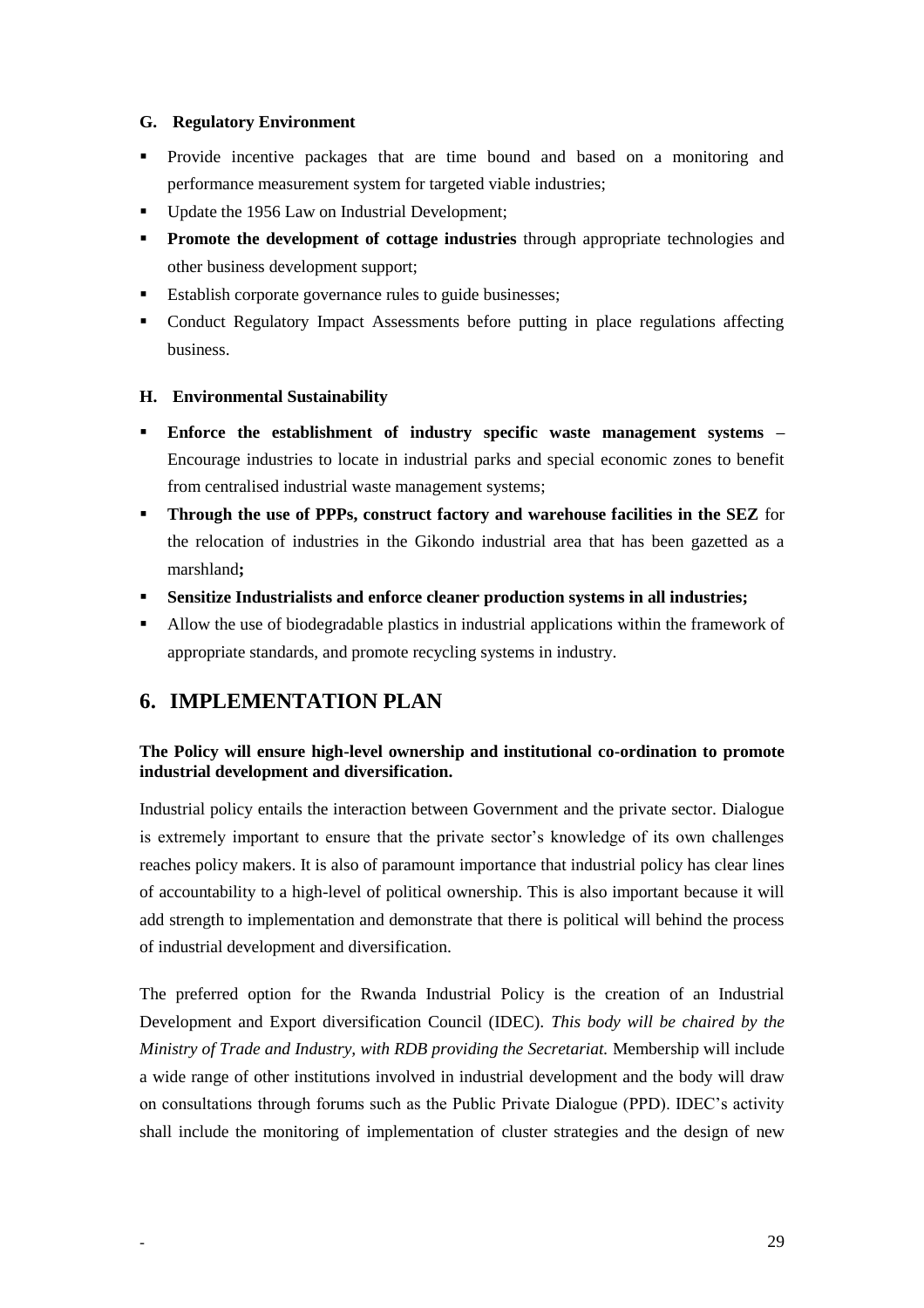#### G. Regulatory Environment

- Provide incentive packages that are time bound and based on a monitoring and performance measurement system for targeted viable industries;
- Update the 1956 Law on Industrial Development;
- **Promote the development of cottage industries** through appropriate technologies and other business development support;
- Establish corporate governance rules to guide businesses;
- Conduct Regulatory Impact Assessments before putting in place regulations affecting business.

#### H. Environmental Sustainability

- **Enforce the establishment of industry specific waste management systems** – Encourage industries to locate in industrial parks and special economic zones to benefit from centralised industrial waste management systems;
- **Through the use of PPPs, construct factory and warehouse facilities in the SEZ** for the relocation of industries in the Gikondo industrial area that has been gazetted as a marshland**;**
- **Sensitize Industrialists and enforce cleaner production systems in all industries;**
- Allow the use of biodegradable plastics in industrial applications within the framework of appropriate standards, and promote recycling systems in industry.

## 6. IMPLEMENTATION PLAN

**The Policy will ensure high-level ownership and institutional co-ordination to promote industrial development and diversification.**

Industrial policy entails the interaction between Government and the private sector. Dialogue is extremely important to ensure that the private sector's knowledge of its own challenges reaches policy makers. It is also of paramount importance that industrial policy has clear lines of accountability to a high-level of political ownership. This is also important because it will add strength to implementation and demonstrate that there is political will behind the process of industrial development and diversification.

The preferred option for the Rwanda Industrial Policy is the creation of an Industrial Development and Export diversification Council (IDEC). *This body will be chaired by the Ministry of Trade and Industry, with RDB providing the Secretariat.* Membership will include a wide range of other institutions involved in industrial development and the body will draw on consultations through forums such as the Public Private Dialogue (PPD). IDEC's activity shall include the monitoring of implementation of cluster strategies and the design of new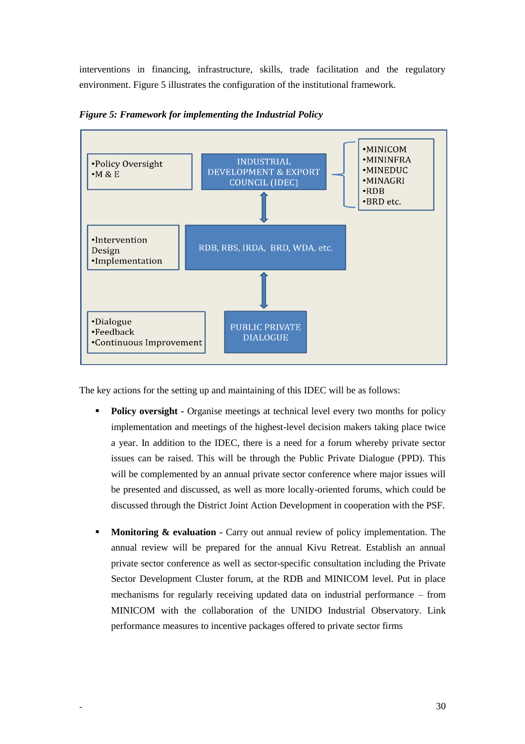interventions in financing, infrastructure, skills, trade facilitation and the regulatory environment. Figure 5 illustrates the configuration of the institutional framework.

***Figure 5: Framework for implementing the Industrial Policy***

- •Policy Oversight
- •M & E

INDUSTRIAL DEVELOPMENT & EXPORT COUNCIL (IDEC)

- •MINICOM
- •MININFRA
- •MINEDUC
- •MINAGRI
- •RDB
- •BRD etc.

- •Intervention Design
- •Implementation

RDB, RBS, IRDA, BRD, WDA, etc.

- •Dialogue
- •Feedback
- •Continuous Improvement

PUBLIC PRIVATE DIALOGUE

The key actions for the setting up and maintaining of this IDEC will be as follows:

- **Policy oversight** - Organise meetings at technical level every two months for policy implementation and meetings of the highest-level decision makers taking place twice a year. In addition to the IDEC, there is a need for a forum whereby private sector issues can be raised. This will be through the Public Private Dialogue (PPD). This will be complemented by an annual private sector conference where major issues will be presented and discussed, as well as more locally-oriented forums, which could be discussed through the District Joint Action Development in cooperation with the PSF.

- **Monitoring & evaluation** - Carry out annual review of policy implementation. The annual review will be prepared for the annual Kivu Retreat. Establish an annual private sector conference as well as sector-specific consultation including the Private Sector Development Cluster forum, at the RDB and MINICOM level. Put in place mechanisms for regularly receiving updated data on industrial performance – from MINICOM with the collaboration of the UNIDO Industrial Observatory. Link performance measures to incentive packages offered to private sector firms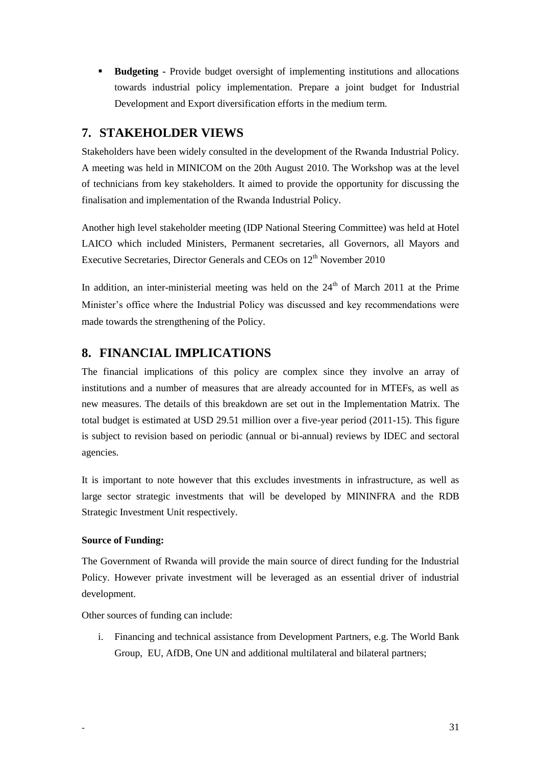- **Budgeting -** Provide budget oversight of implementing institutions and allocations towards industrial policy implementation. Prepare a joint budget for Industrial Development and Export diversification efforts in the medium term.

## 7. STAKEHOLDER VIEWS

Stakeholders have been widely consulted in the development of the Rwanda Industrial Policy. A meeting was held in MINICOM on the 20th August 2010. The Workshop was at the level of technicians from key stakeholders. It aimed to provide the opportunity for discussing the finalisation and implementation of the Rwanda Industrial Policy.

Another high level stakeholder meeting (IDP National Steering Committee) was held at Hotel LAICO which included Ministers, Permanent secretaries, all Governors, all Mayors and Executive Secretaries, Director Generals and CEOs on 12th November 2010

In addition, an inter-ministerial meeting was held on the 24th of March 2011 at the Prime Minister's office where the Industrial Policy was discussed and key recommendations were made towards the strengthening of the Policy.

## 8. FINANCIAL IMPLICATIONS

The financial implications of this policy are complex since they involve an array of institutions and a number of measures that are already accounted for in MTEFs, as well as new measures. The details of this breakdown are set out in the Implementation Matrix. The total budget is estimated at USD 29.51 million over a five-year period (2011-15). This figure is subject to revision based on periodic (annual or bi-annual) reviews by IDEC and sectoral agencies.

It is important to note however that this excludes investments in infrastructure, as well as large sector strategic investments that will be developed by MININFRA and the RDB Strategic Investment Unit respectively.

**Source of Funding:**

The Government of Rwanda will provide the main source of direct funding for the Industrial Policy. However private investment will be leveraged as an essential driver of industrial development.

Other sources of funding can include:

i. Financing and technical assistance from Development Partners, e.g. The World Bank Group, EU, AfDB, One UN and additional multilateral and bilateral partners;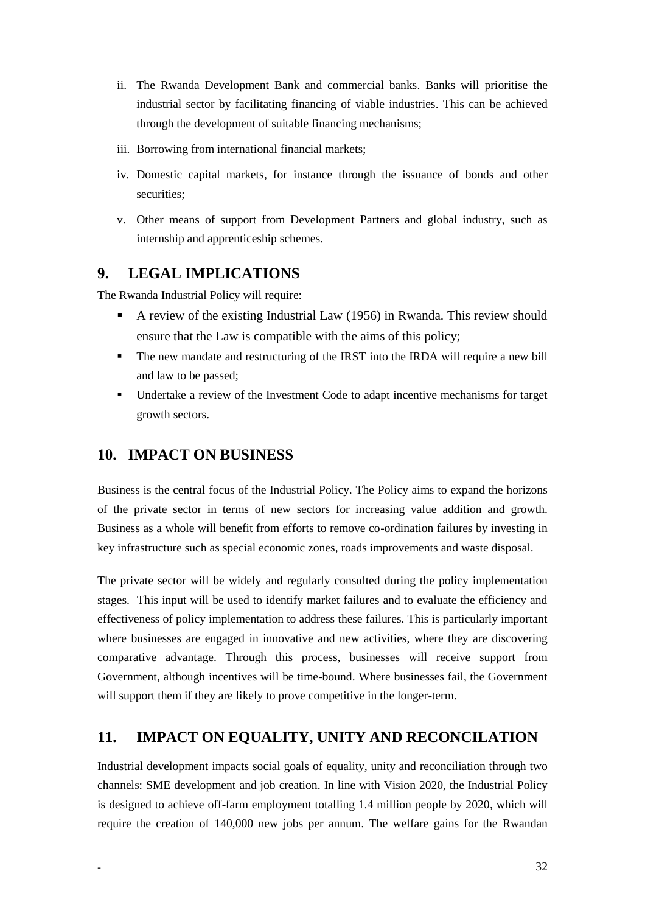ii. The Rwanda Development Bank and commercial banks. Banks will prioritise the industrial sector by facilitating financing of viable industries. This can be achieved through the development of suitable financing mechanisms;

iii. Borrowing from international financial markets;

iv. Domestic capital markets, for instance through the issuance of bonds and other securities;

v. Other means of support from Development Partners and global industry, such as internship and apprenticeship schemes.

## 9. LEGAL IMPLICATIONS

The Rwanda Industrial Policy will require:

- A review of the existing Industrial Law (1956) in Rwanda. This review should ensure that the Law is compatible with the aims of this policy;
- The new mandate and restructuring of the IRST into the IRDA will require a new bill and law to be passed;
- Undertake a review of the Investment Code to adapt incentive mechanisms for target growth sectors.

## 10. IMPACT ON BUSINESS

Business is the central focus of the Industrial Policy. The Policy aims to expand the horizons of the private sector in terms of new sectors for increasing value addition and growth. Business as a whole will benefit from efforts to remove co-ordination failures by investing in key infrastructure such as special economic zones, roads improvements and waste disposal.

The private sector will be widely and regularly consulted during the policy implementation stages. This input will be used to identify market failures and to evaluate the efficiency and effectiveness of policy implementation to address these failures. This is particularly important where businesses are engaged in innovative and new activities, where they are discovering comparative advantage. Through this process, businesses will receive support from Government, although incentives will be time-bound. Where businesses fail, the Government will support them if they are likely to prove competitive in the longer-term.

## 11. IMPACT ON EQUALITY, UNITY AND RECONCILATION

Industrial development impacts social goals of equality, unity and reconciliation through two channels: SME development and job creation. In line with Vision 2020, the Industrial Policy is designed to achieve off-farm employment totalling 1.4 million people by 2020, which will require the creation of 140,000 new jobs per annum. The welfare gains for the Rwandan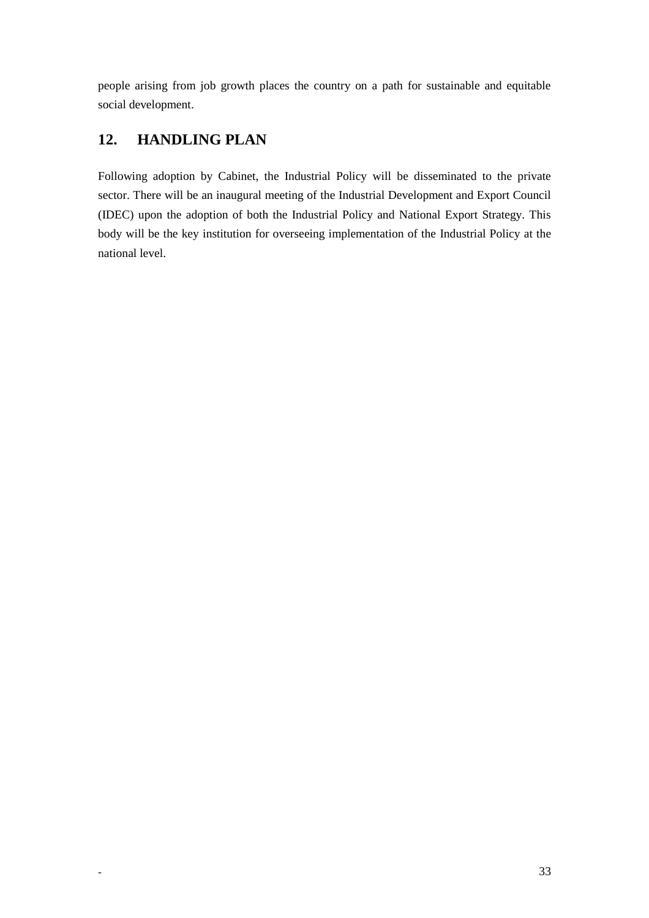people arising from job growth places the country on a path for sustainable and equitable social development.

## 12. HANDLING PLAN

Following adoption by Cabinet, the Industrial Policy will be disseminated to the private sector. There will be an inaugural meeting of the Industrial Development and Export Council (IDEC) upon the adoption of both the Industrial Policy and National Export Strategy. This body will be the key institution for overseeing implementation of the Industrial Policy at the national level.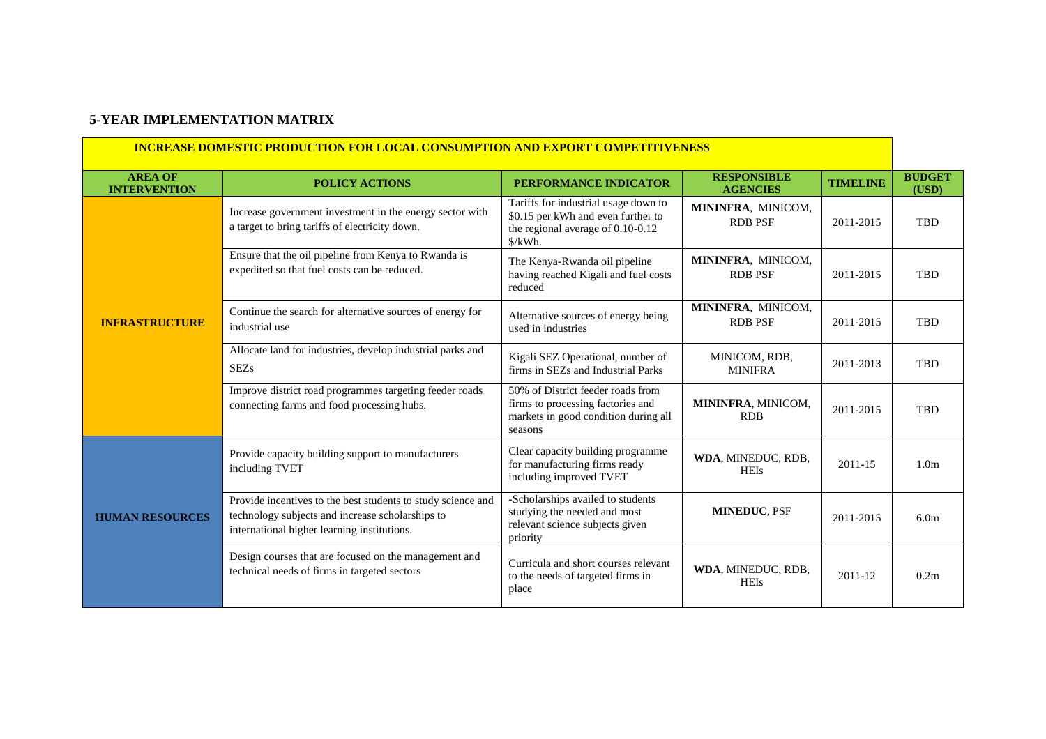## 5-YEAR IMPLEMENTATION MATRIX

| **INCREASE DOMESTIC PRODUCTION FOR LOCAL CONSUMPTION AND EXPORT COMPETITIVENESS** | | | | | |
|---|---|---|---|---|---|
| **AREA OF INTERVENTION** | **POLICY ACTIONS** | **PERFORMANCE INDICATOR** | **RESPONSIBLE AGENCIES** | **TIMELINE** | **BUDGET (USD)** |
| **INFRASTRUCTURE** | Increase government investment in the energy sector with a target to bring tariffs of electricity down. | Tariffs for industrial usage down to $0.15 per kWh and even further to the regional average of 0.10-0.12 $/kWh. | **MININFRA**, MINICOM, RDB PSF | 2011-2015 | TBD |
| | Ensure that the oil pipeline from Kenya to Rwanda is expedited so that fuel costs can be reduced. | The Kenya-Rwanda oil pipeline having reached Kigali and fuel costs reduced | **MININFRA**, MINICOM, RDB PSF | 2011-2015 | TBD |
| | Continue the search for alternative sources of energy for industrial use | Alternative sources of energy being used in industries | **MININFRA**, MINICOM, RDB PSF | 2011-2015 | TBD |
| | Allocate land for industries, develop industrial parks and SEZs | Kigali SEZ Operational, number of firms in SEZs and Industrial Parks | MINICOM, RDB, MINIFRA | 2011-2013 | TBD |
| | Improve district road programmes targeting feeder roads connecting farms and food processing hubs. | 50% of District feeder roads from firms to processing factories and markets in good condition during all seasons | **MININFRA**, MINICOM, RDB | 2011-2015 | TBD |
| **HUMAN RESOURCES** | Provide capacity building support to manufacturers including TVET | Clear capacity building programme for manufacturing firms ready including improved TVET | **WDA**, MINEDUC, RDB, HEIs | 2011-15 | 1.0m |
| | Provide incentives to the best students to study science and technology subjects and increase scholarships to international higher learning institutions. | -Scholarships availed to students studying the needed and most relevant science subjects given priority | **MINEDUC**, PSF | 2011-2015 | 6.0m |
| | Design courses that are focused on the management and technical needs of firms in targeted sectors | Curricula and short courses relevant to the needs of targeted firms in place | **WDA**, MINEDUC, RDB, HEIs | 2011-12 | 0.2m |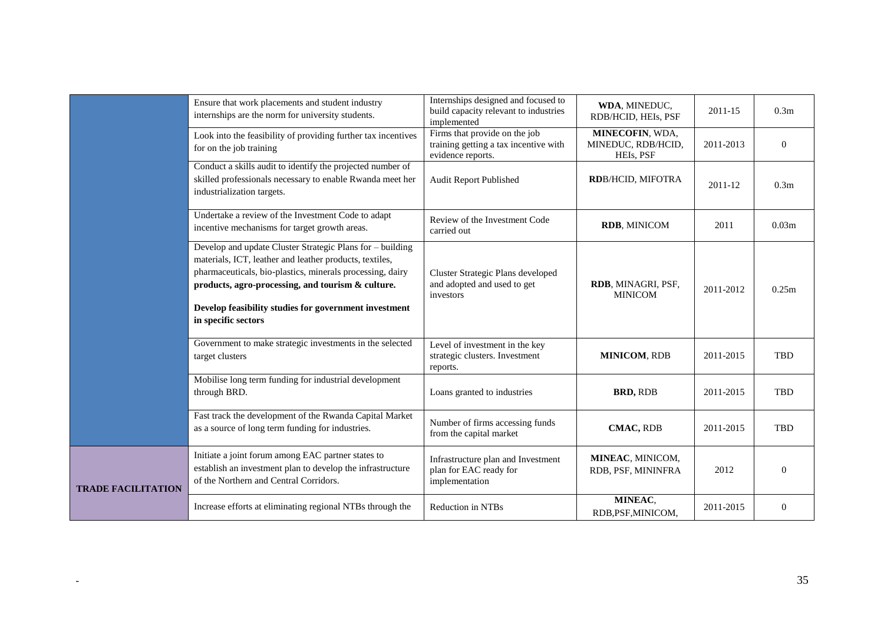| | | | | | |
|---|---|---|---|---|---|
| | Ensure that work placements and student industry internships are the norm for university students. | Internships designed and focused to build capacity relevant to industries implemented | **WDA**, MINEDUC, RDB/HCID, HEIs, PSF | 2011-15 | 0.3m |
| | Look into the feasibility of providing further tax incentives for on the job training | Firms that provide on the job training getting a tax incentive with evidence reports. | **MINECOFIN**, WDA, MINEDUC, RDB/HCID, HEIs, PSF | 2011-2013 | 0 |
| | Conduct a skills audit to identify the projected number of skilled professionals necessary to enable Rwanda meet her industrialization targets. | Audit Report Published | **RD**B/HCID, MIFOTRA | 2011-12 | 0.3m |
| | Undertake a review of the Investment Code to adapt incentive mechanisms for target growth areas. | Review of the Investment Code carried out | **RDB**, MINICOM | 2011 | 0.03m |
| | Develop and update Cluster Strategic Plans for – building materials, ICT, leather and leather products, textiles, pharmaceuticals, bio-plastics, minerals processing, dairy **products, agro-processing, and tourism & culture.**<br><br>**Develop feasibility studies for government investment in specific sectors** | Cluster Strategic Plans developed and adopted and used to get investors | **RDB**, MINAGRI, PSF, MINICOM | 2011-2012 | 0.25m |
| | Government to make strategic investments in the selected target clusters | Level of investment in the key strategic clusters. Investment reports. | **MINICOM**, RDB | 2011-2015 | TBD |
| | Mobilise long term funding for industrial development through BRD. | Loans granted to industries | **BRD,** RDB | 2011-2015 | TBD |
| | Fast track the development of the Rwanda Capital Market as a source of long term funding for industries. | Number of firms accessing funds from the capital market | **CMAC,** RDB | 2011-2015 | TBD |
| **TRADE FACILITATION** | Initiate a joint forum among EAC partner states to establish an investment plan to develop the infrastructure of the Northern and Central Corridors. | Infrastructure plan and Investment plan for EAC ready for implementation | **MINEAC**, MINICOM, RDB, PSF, MININFRA | 2012 | 0 |
| | Increase efforts at eliminating regional NTBs through the | Reduction in NTBs | **MINEAC**, RDB,PSF,MINICOM, | 2011-2015 | 0 |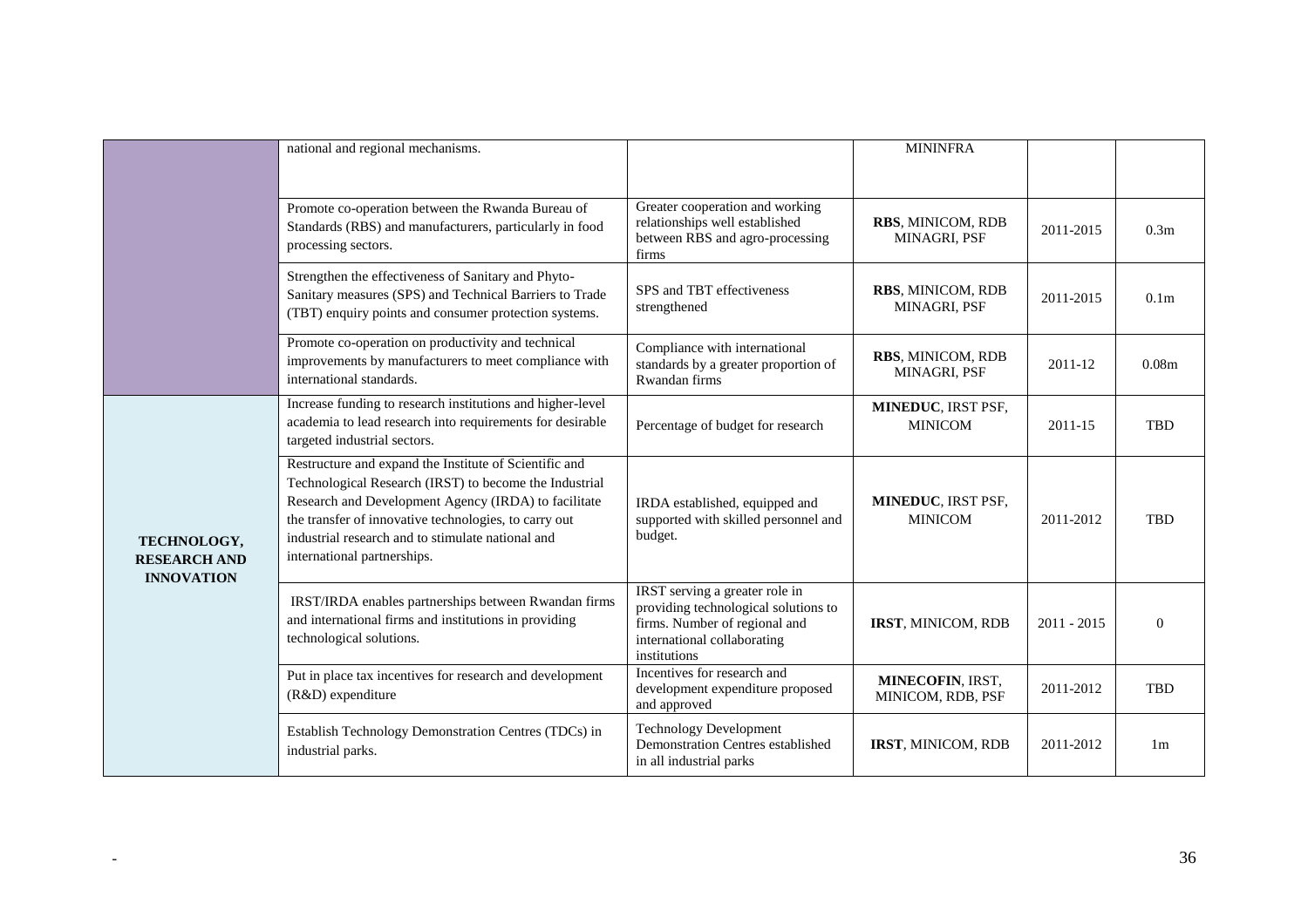| | | | | | |
|---|---|---|---|---|---|
| | national and regional mechanisms. | | MININFRA | | |
| | Promote co-operation between the Rwanda Bureau of Standards (RBS) and manufacturers, particularly in food processing sectors. | Greater cooperation and working relationships well established between RBS and agro-processing firms | **RBS**, MINICOM, RDB MINAGRI, PSF | 2011-2015 | 0.3m |
| | Strengthen the effectiveness of Sanitary and Phyto-Sanitary measures (SPS) and Technical Barriers to Trade (TBT) enquiry points and consumer protection systems. | SPS and TBT effectiveness strengthened | **RBS**, MINICOM, RDB MINAGRI, PSF | 2011-2015 | 0.1m |
| | Promote co-operation on productivity and technical improvements by manufacturers to meet compliance with international standards. | Compliance with international standards by a greater proportion of Rwandan firms | **RBS**, MINICOM, RDB MINAGRI, PSF | 2011-12 | 0.08m |
| **TECHNOLOGY, RESEARCH AND INNOVATION** | Increase funding to research institutions and higher-level academia to lead research into requirements for desirable targeted industrial sectors. | Percentage of budget for research | **MINEDUC**, IRST PSF, MINICOM | 2011-15 | TBD |
| | Restructure and expand the Institute of Scientific and Technological Research (IRST) to become the Industrial Research and Development Agency (IRDA) to facilitate the transfer of innovative technologies, to carry out industrial research and to stimulate national and international partnerships. | IRDA established, equipped and supported with skilled personnel and budget. | **MINEDUC**, IRST PSF, MINICOM | 2011-2012 | TBD |
| | IRST/IRDA enables partnerships between Rwandan firms and international firms and institutions in providing technological solutions. | IRST serving a greater role in providing technological solutions to firms. Number of regional and international collaborating institutions | **IRST**, MINICOM, RDB | 2011 - 2015 | 0 |
| | Put in place tax incentives for research and development (R&D) expenditure | Incentives for research and development expenditure proposed and approved | **MINECOFIN**, IRST, MINICOM, RDB, PSF | 2011-2012 | TBD |
| | Establish Technology Demonstration Centres (TDCs) in industrial parks. | Technology Development Demonstration Centres established in all industrial parks | **IRST**, MINICOM, RDB | 2011-2012 | 1m |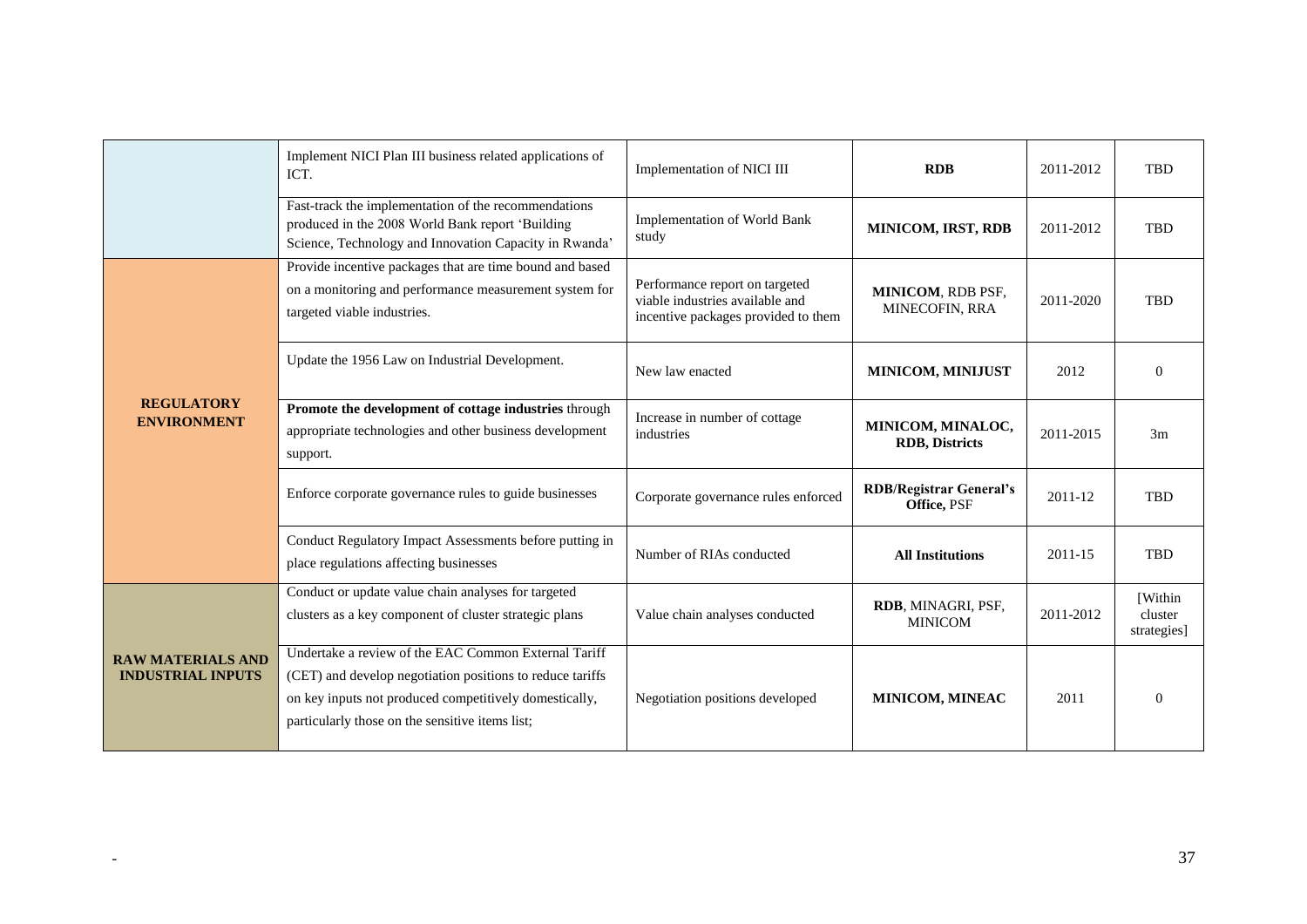| | | | | | |
|---|---|---|---|---|---|
| | Implement NICI Plan III business related applications of ICT. | Implementation of NICI III | **RDB** | 2011-2012 | TBD |
| | Fast-track the implementation of the recommendations produced in the 2008 World Bank report 'Building Science, Technology and Innovation Capacity in Rwanda' | Implementation of World Bank study | **MINICOM, IRST, RDB** | 2011-2012 | TBD |
| **REGULATORY ENVIRONMENT** | Provide incentive packages that are time bound and based on a monitoring and performance measurement system for targeted viable industries. | Performance report on targeted viable industries available and incentive packages provided to them | **MINICOM**, RDB PSF, MINECOFIN, RRA | 2011-2020 | TBD |
| | Update the 1956 Law on Industrial Development. | New law enacted | **MINICOM, MINIJUST** | 2012 | 0 |
| | **Promote the development of cottage industries** through appropriate technologies and other business development support. | Increase in number of cottage industries | **MINICOM, MINALOC, RDB, Districts** | 2011-2015 | 3m |
| | Enforce corporate governance rules to guide businesses | Corporate governance rules enforced | **RDB/Registrar General's Office,** PSF | 2011-12 | TBD |
| | Conduct Regulatory Impact Assessments before putting in place regulations affecting businesses | Number of RIAs conducted | **All Institutions** | 2011-15 | TBD |
| **RAW MATERIALS AND INDUSTRIAL INPUTS** | Conduct or update value chain analyses for targeted clusters as a key component of cluster strategic plans | Value chain analyses conducted | **RDB**, MINAGRI, PSF, MINICOM | 2011-2012 | [Within cluster strategies] |
| | Undertake a review of the EAC Common External Tariff (CET) and develop negotiation positions to reduce tariffs on key inputs not produced competitively domestically, particularly those on the sensitive items list; | Negotiation positions developed | **MINICOM, MINEAC** | 2011 | 0 |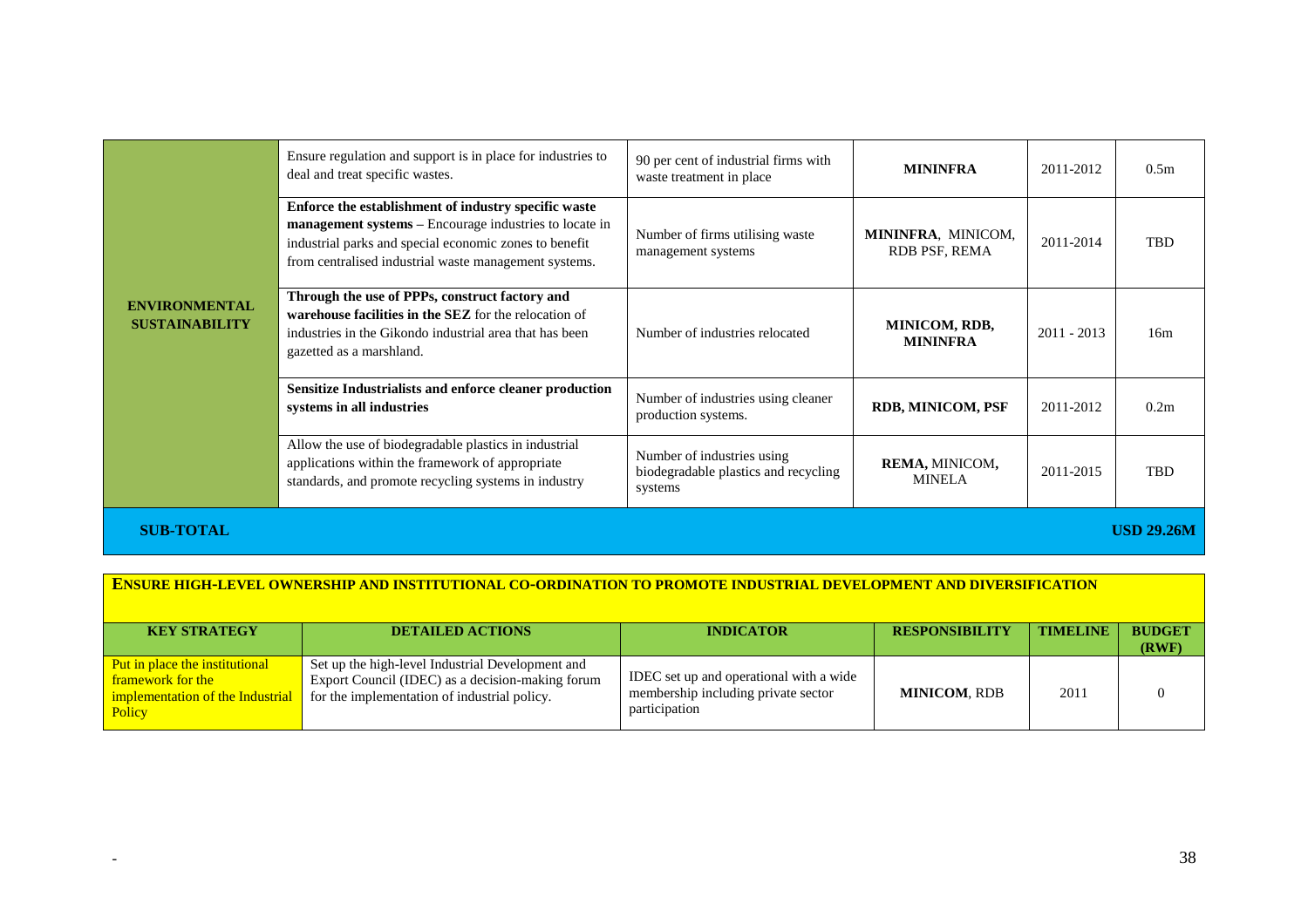| | | | | | |
|---|---|---|---|---|---|
| **ENVIRONMENTAL SUSTAINABILITY** | Ensure regulation and support is in place for industries to deal and treat specific wastes. | 90 per cent of industrial firms with waste treatment in place | **MININFRA** | 2011-2012 | 0.5m |
| | **Enforce the establishment of industry specific waste management systems** – Encourage industries to locate in industrial parks and special economic zones to benefit from centralised industrial waste management systems. | Number of firms utilising waste management systems | **MININFRA**, MINICOM, RDB PSF, REMA | 2011-2014 | TBD |
| | **Through the use of PPPs, construct factory and warehouse facilities in the SEZ** for the relocation of industries in the Gikondo industrial area that has been gazetted as a marshland. | Number of industries relocated | **MINICOM, RDB, MININFRA** | 2011 - 2013 | 16m |
| | **Sensitize Industrialists and enforce cleaner production systems in all industries** | Number of industries using cleaner production systems. | **RDB, MINICOM, PSF** | 2011-2012 | 0.2m |
| | Allow the use of biodegradable plastics in industrial applications within the framework of appropriate standards, and promote recycling systems in industry | Number of industries using biodegradable plastics and recycling systems | **REMA,** MINICOM, MINELA | 2011-2015 | TBD |
| **SUB-TOTAL** | | | | | **USD 29.26M** |

**ENSURE HIGH-LEVEL OWNERSHIP AND INSTITUTIONAL CO-ORDINATION TO PROMOTE INDUSTRIAL DEVELOPMENT AND DIVERSIFICATION**

| KEY STRATEGY | DETAILED ACTIONS | INDICATOR | RESPONSIBILITY | TIMELINE | BUDGET (RWF) |
|---|---|---|---|---|---|
| Put in place the institutional framework for the implementation of the Industrial Policy | Set up the high-level Industrial Development and Export Council (IDEC) as a decision-making forum for the implementation of industrial policy. | IDEC set up and operational with a wide membership including private sector participation | **MINICOM**, RDB | 2011 | 0 |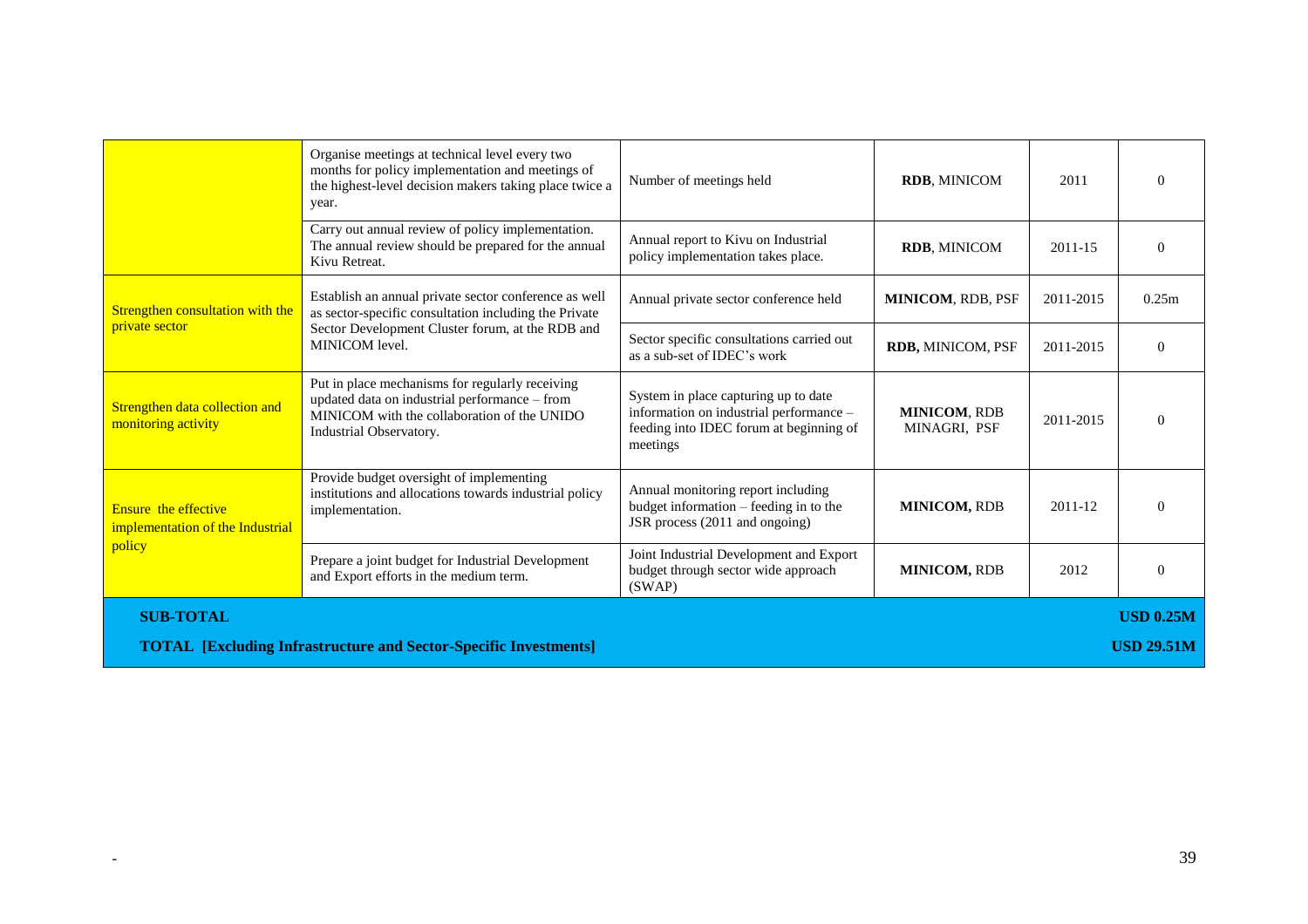| | | | | | |
|---|---|---|---|---|---|
| | Organise meetings at technical level every two months for policy implementation and meetings of the highest-level decision makers taking place twice a year. | Number of meetings held | **RDB**, MINICOM | 2011 | 0 |
| | Carry out annual review of policy implementation. The annual review should be prepared for the annual Kivu Retreat. | Annual report to Kivu on Industrial policy implementation takes place. | **RDB**, MINICOM | 2011-15 | 0 |
| Strengthen consultation with the private sector | Establish an annual private sector conference as well as sector-specific consultation including the Private Sector Development Cluster forum, at the RDB and MINICOM level. | Annual private sector conference held | **MINICOM**, RDB, PSF | 2011-2015 | 0.25m |
| | | Sector specific consultations carried out as a sub-set of IDEC's work | **RDB,** MINICOM, PSF | 2011-2015 | 0 |
| Strengthen data collection and monitoring activity | Put in place mechanisms for regularly receiving updated data on industrial performance – from MINICOM with the collaboration of the UNIDO Industrial Observatory. | System in place capturing up to date information on industrial performance – feeding into IDEC forum at beginning of meetings | **MINICOM**, RDB MINAGRI, PSF | 2011-2015 | 0 |
| Ensure the effective implementation of the Industrial policy | Provide budget oversight of implementing institutions and allocations towards industrial policy implementation. | Annual monitoring report including budget information – feeding in to the JSR process (2011 and ongoing) | **MINICOM,** RDB | 2011-12 | 0 |
| | Prepare a joint budget for Industrial Development and Export efforts in the medium term. | Joint Industrial Development and Export budget through sector wide approach (SWAP) | **MINICOM,** RDB | 2012 | 0 |
| **SUB-TOTAL** | | | | | **USD 0.25M** |
| **TOTAL [Excluding Infrastructure and Sector-Specific Investments]** | | | | | **USD 29.51M** |